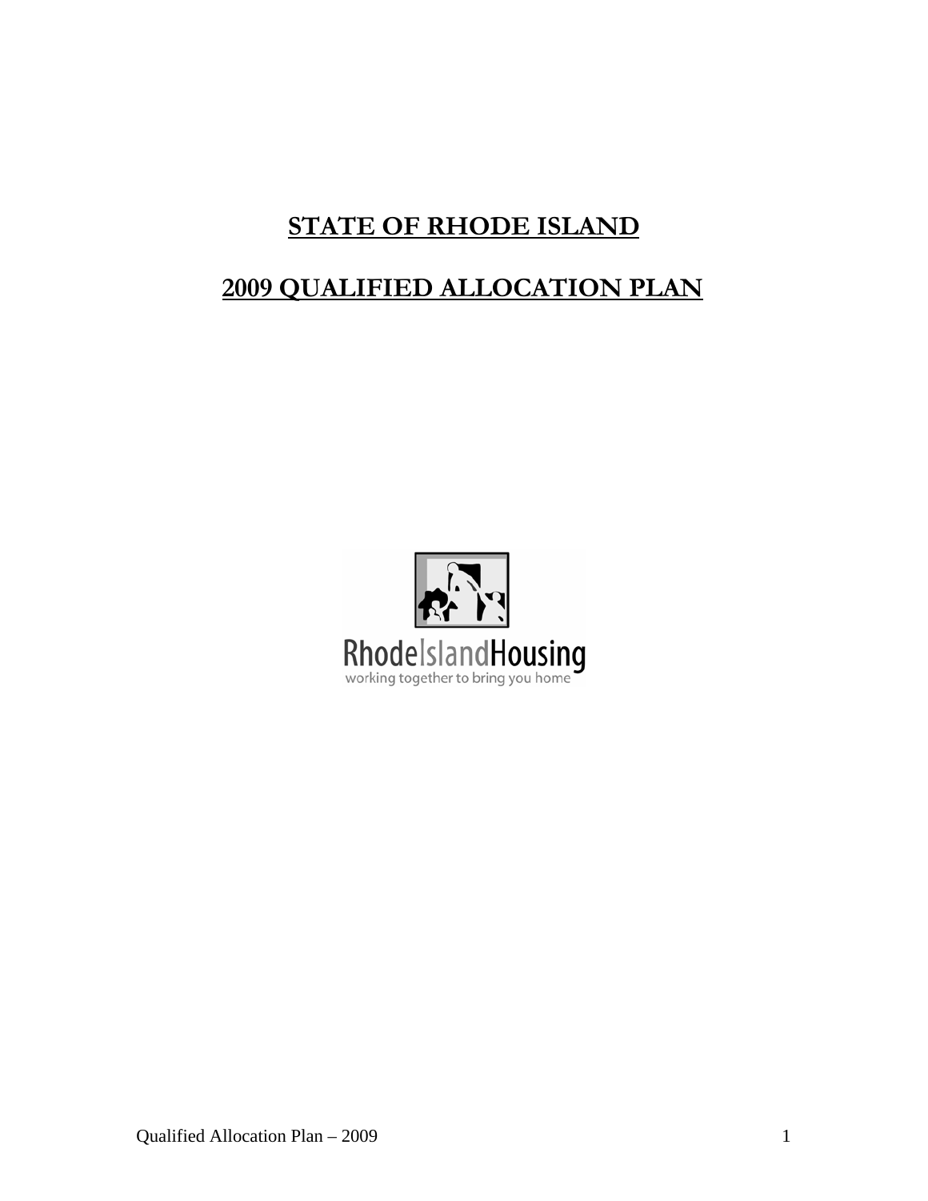# STATE OF RHODE ISLAND

# 2009 QUALIFIED ALLOCATION PLAN

RhodeIslandHousing
working together to bring you home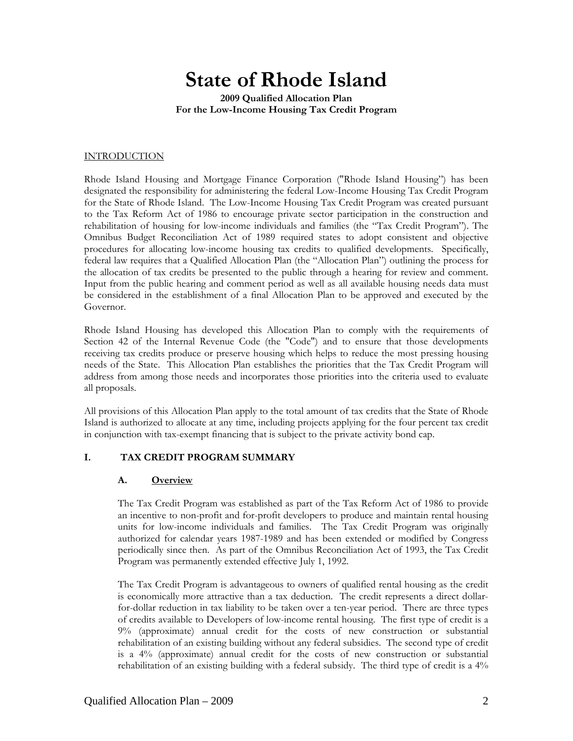# State of Rhode Island

**2009 Qualified Allocation Plan**
**For the Low-Income Housing Tax Credit Program**

INTRODUCTION

Rhode Island Housing and Mortgage Finance Corporation ("Rhode Island Housing") has been designated the responsibility for administering the federal Low-Income Housing Tax Credit Program for the State of Rhode Island. The Low-Income Housing Tax Credit Program was created pursuant to the Tax Reform Act of 1986 to encourage private sector participation in the construction and rehabilitation of housing for low-income individuals and families (the "Tax Credit Program"). The Omnibus Budget Reconciliation Act of 1989 required states to adopt consistent and objective procedures for allocating low-income housing tax credits to qualified developments. Specifically, federal law requires that a Qualified Allocation Plan (the "Allocation Plan") outlining the process for the allocation of tax credits be presented to the public through a hearing for review and comment. Input from the public hearing and comment period as well as all available housing needs data must be considered in the establishment of a final Allocation Plan to be approved and executed by the Governor.

Rhode Island Housing has developed this Allocation Plan to comply with the requirements of Section 42 of the Internal Revenue Code (the "Code") and to ensure that those developments receiving tax credits produce or preserve housing which helps to reduce the most pressing housing needs of the State. This Allocation Plan establishes the priorities that the Tax Credit Program will address from among those needs and incorporates those priorities into the criteria used to evaluate all proposals.

All provisions of this Allocation Plan apply to the total amount of tax credits that the State of Rhode Island is authorized to allocate at any time, including projects applying for the four percent tax credit in conjunction with tax-exempt financing that is subject to the private activity bond cap.

## I. TAX CREDIT PROGRAM SUMMARY

### A. Overview

The Tax Credit Program was established as part of the Tax Reform Act of 1986 to provide an incentive to non-profit and for-profit developers to produce and maintain rental housing units for low-income individuals and families. The Tax Credit Program was originally authorized for calendar years 1987-1989 and has been extended or modified by Congress periodically since then. As part of the Omnibus Reconciliation Act of 1993, the Tax Credit Program was permanently extended effective July 1, 1992.

The Tax Credit Program is advantageous to owners of qualified rental housing as the credit is economically more attractive than a tax deduction. The credit represents a direct dollar-for-dollar reduction in tax liability to be taken over a ten-year period. There are three types of credits available to Developers of low-income rental housing. The first type of credit is a 9% (approximate) annual credit for the costs of new construction or substantial rehabilitation of an existing building without any federal subsidies. The second type of credit is a 4% (approximate) annual credit for the costs of new construction or substantial rehabilitation of an existing building with a federal subsidy. The third type of credit is a 4%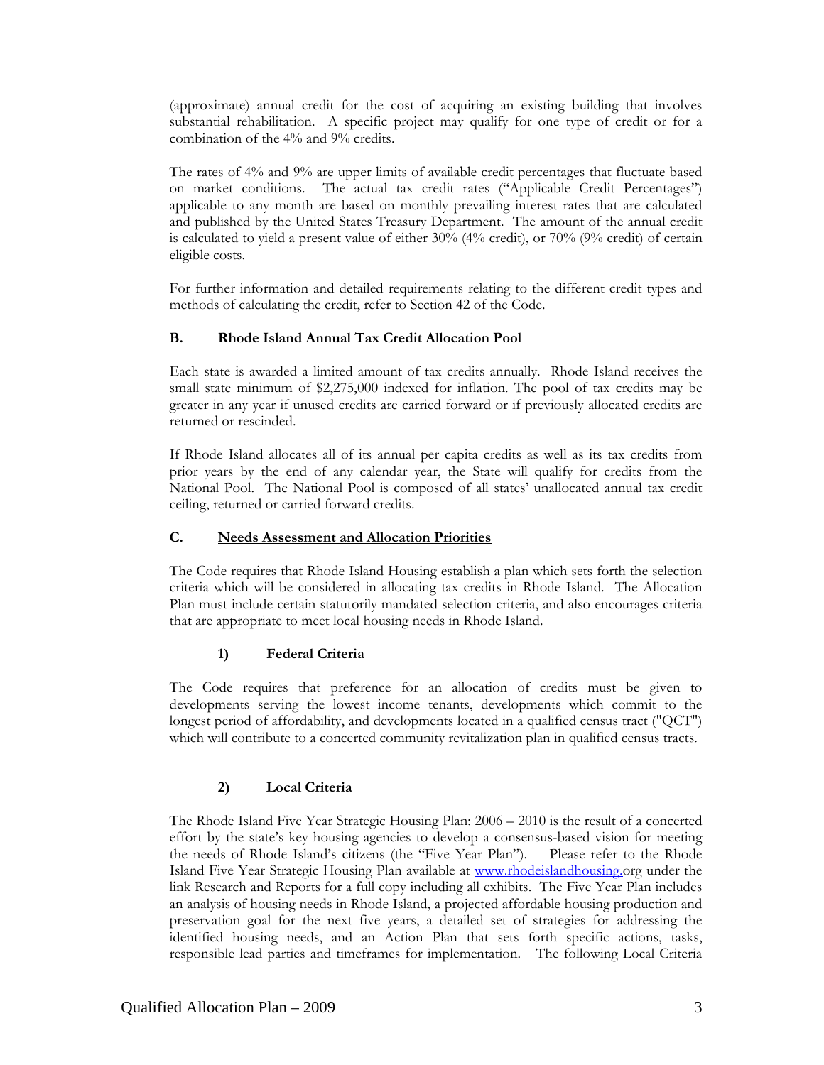(approximate) annual credit for the cost of acquiring an existing building that involves substantial rehabilitation. A specific project may qualify for one type of credit or for a combination of the 4% and 9% credits.

The rates of 4% and 9% are upper limits of available credit percentages that fluctuate based on market conditions. The actual tax credit rates ("Applicable Credit Percentages") applicable to any month are based on monthly prevailing interest rates that are calculated and published by the United States Treasury Department. The amount of the annual credit is calculated to yield a present value of either 30% (4% credit), or 70% (9% credit) of certain eligible costs.

For further information and detailed requirements relating to the different credit types and methods of calculating the credit, refer to Section 42 of the Code.

## B. Rhode Island Annual Tax Credit Allocation Pool

Each state is awarded a limited amount of tax credits annually. Rhode Island receives the small state minimum of $2,275,000 indexed for inflation. The pool of tax credits may be greater in any year if unused credits are carried forward or if previously allocated credits are returned or rescinded.

If Rhode Island allocates all of its annual per capita credits as well as its tax credits from prior years by the end of any calendar year, the State will qualify for credits from the National Pool. The National Pool is composed of all states' unallocated annual tax credit ceiling, returned or carried forward credits.

## C. Needs Assessment and Allocation Priorities

The Code requires that Rhode Island Housing establish a plan which sets forth the selection criteria which will be considered in allocating tax credits in Rhode Island. The Allocation Plan must include certain statutorily mandated selection criteria, and also encourages criteria that are appropriate to meet local housing needs in Rhode Island.

### 1) Federal Criteria

The Code requires that preference for an allocation of credits must be given to developments serving the lowest income tenants, developments which commit to the longest period of affordability, and developments located in a qualified census tract ("QCT") which will contribute to a concerted community revitalization plan in qualified census tracts.

### 2) Local Criteria

The Rhode Island Five Year Strategic Housing Plan: 2006 – 2010 is the result of a concerted effort by the state's key housing agencies to develop a consensus-based vision for meeting the needs of Rhode Island's citizens (the "Five Year Plan"). Please refer to the Rhode Island Five Year Strategic Housing Plan available at www.rhodeislandhousing.org under the link Research and Reports for a full copy including all exhibits. The Five Year Plan includes an analysis of housing needs in Rhode Island, a projected affordable housing production and preservation goal for the next five years, a detailed set of strategies for addressing the identified housing needs, and an Action Plan that sets forth specific actions, tasks, responsible lead parties and timeframes for implementation. The following Local Criteria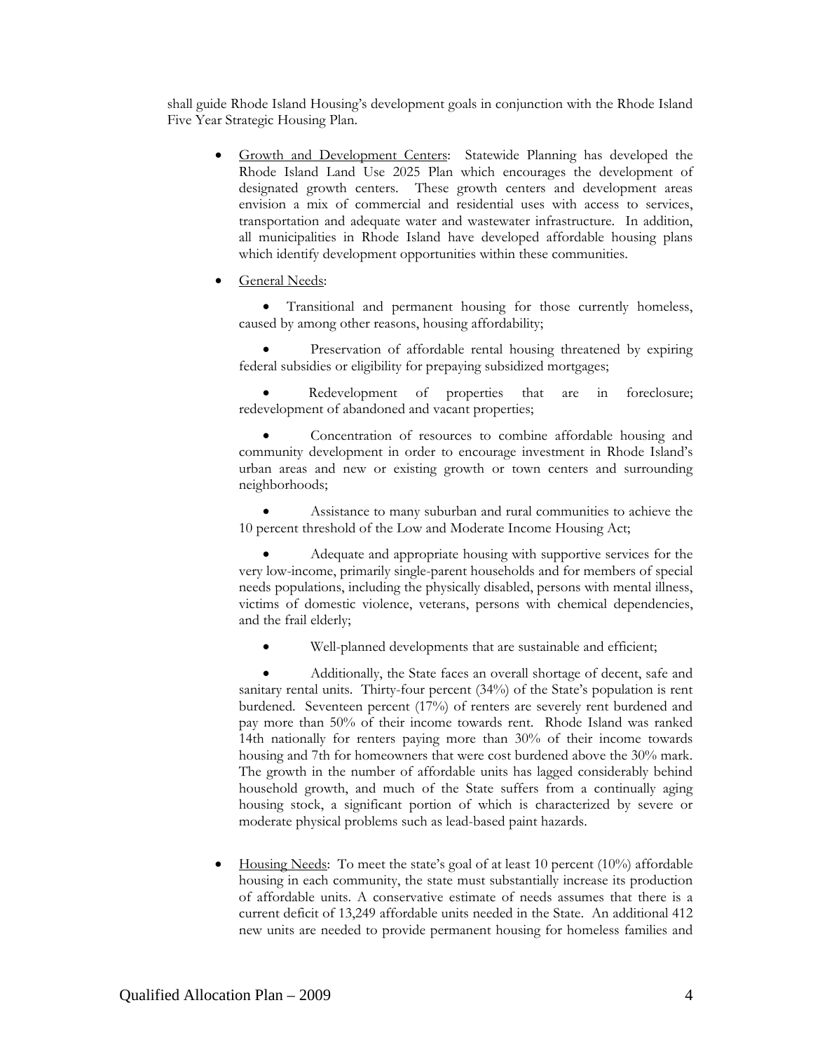shall guide Rhode Island Housing's development goals in conjunction with the Rhode Island Five Year Strategic Housing Plan.

- Growth and Development Centers: Statewide Planning has developed the Rhode Island Land Use 2025 Plan which encourages the development of designated growth centers. These growth centers and development areas envision a mix of commercial and residential uses with access to services, transportation and adequate water and wastewater infrastructure. In addition, all municipalities in Rhode Island have developed affordable housing plans which identify development opportunities within these communities.

- General Needs:

  - Transitional and permanent housing for those currently homeless, caused by among other reasons, housing affordability;

  - Preservation of affordable rental housing threatened by expiring federal subsidies or eligibility for prepaying subsidized mortgages;

  - Redevelopment of properties that are in foreclosure; redevelopment of abandoned and vacant properties;

  - Concentration of resources to combine affordable housing and community development in order to encourage investment in Rhode Island's urban areas and new or existing growth or town centers and surrounding neighborhoods;

  - Assistance to many suburban and rural communities to achieve the 10 percent threshold of the Low and Moderate Income Housing Act;

  - Adequate and appropriate housing with supportive services for the very low-income, primarily single-parent households and for members of special needs populations, including the physically disabled, persons with mental illness, victims of domestic violence, veterans, persons with chemical dependencies, and the frail elderly;

  - Well-planned developments that are sustainable and efficient;

  - Additionally, the State faces an overall shortage of decent, safe and sanitary rental units. Thirty-four percent (34%) of the State's population is rent burdened. Seventeen percent (17%) of renters are severely rent burdened and pay more than 50% of their income towards rent. Rhode Island was ranked 14th nationally for renters paying more than 30% of their income towards housing and 7th for homeowners that were cost burdened above the 30% mark. The growth in the number of affordable units has lagged considerably behind household growth, and much of the State suffers from a continually aging housing stock, a significant portion of which is characterized by severe or moderate physical problems such as lead-based paint hazards.

- Housing Needs: To meet the state's goal of at least 10 percent (10%) affordable housing in each community, the state must substantially increase its production of affordable units. A conservative estimate of needs assumes that there is a current deficit of 13,249 affordable units needed in the State. An additional 412 new units are needed to provide permanent housing for homeless families and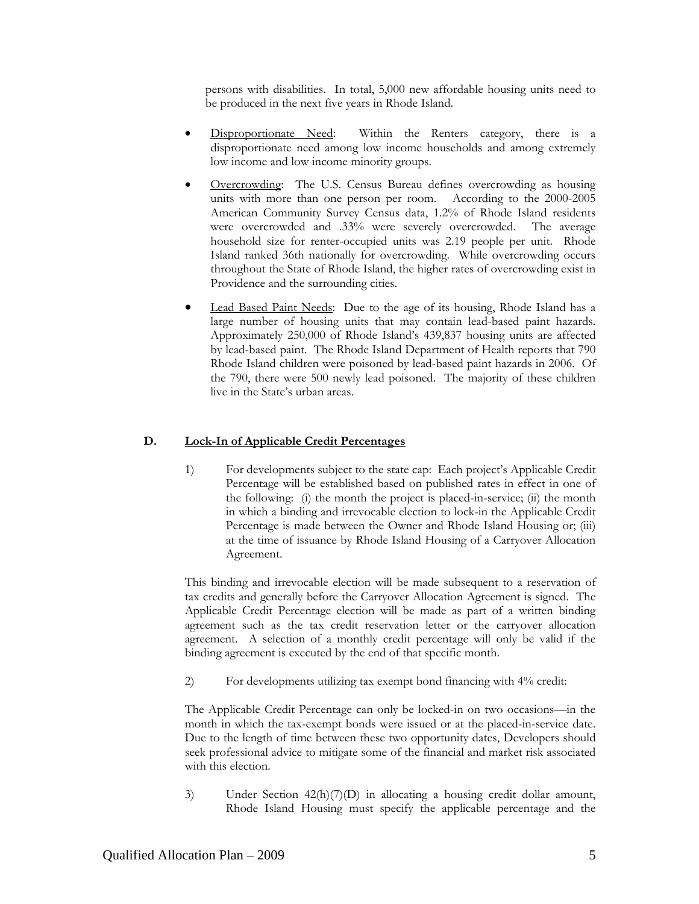persons with disabilities. In total, 5,000 new affordable housing units need to be produced in the next five years in Rhode Island.

- Disproportionate Need: Within the Renters category, there is a disproportionate need among low income households and among extremely low income and low income minority groups.
- Overcrowding: The U.S. Census Bureau defines overcrowding as housing units with more than one person per room. According to the 2000-2005 American Community Survey Census data, 1.2% of Rhode Island residents were overcrowded and .33% were severely overcrowded. The average household size for renter-occupied units was 2.19 people per unit. Rhode Island ranked 36th nationally for overcrowding. While overcrowding occurs throughout the State of Rhode Island, the higher rates of overcrowding exist in Providence and the surrounding cities.
- Lead Based Paint Needs: Due to the age of its housing, Rhode Island has a large number of housing units that may contain lead-based paint hazards. Approximately 250,000 of Rhode Island's 439,837 housing units are affected by lead-based paint. The Rhode Island Department of Health reports that 790 Rhode Island children were poisoned by lead-based paint hazards in 2006. Of the 790, there were 500 newly lead poisoned. The majority of these children live in the State's urban areas.

## D. Lock-In of Applicable Credit Percentages

1) For developments subject to the state cap: Each project's Applicable Credit Percentage will be established based on published rates in effect in one of the following: (i) the month the project is placed-in-service; (ii) the month in which a binding and irrevocable election to lock-in the Applicable Credit Percentage is made between the Owner and Rhode Island Housing or; (iii) at the time of issuance by Rhode Island Housing of a Carryover Allocation Agreement.

This binding and irrevocable election will be made subsequent to a reservation of tax credits and generally before the Carryover Allocation Agreement is signed. The Applicable Credit Percentage election will be made as part of a written binding agreement such as the tax credit reservation letter or the carryover allocation agreement. A selection of a monthly credit percentage will only be valid if the binding agreement is executed by the end of that specific month.

2) For developments utilizing tax exempt bond financing with 4% credit:

The Applicable Credit Percentage can only be locked-in on two occasions—in the month in which the tax-exempt bonds were issued or at the placed-in-service date. Due to the length of time between these two opportunity dates, Developers should seek professional advice to mitigate some of the financial and market risk associated with this election.

3) Under Section 42(h)(7)(D) in allocating a housing credit dollar amount, Rhode Island Housing must specify the applicable percentage and the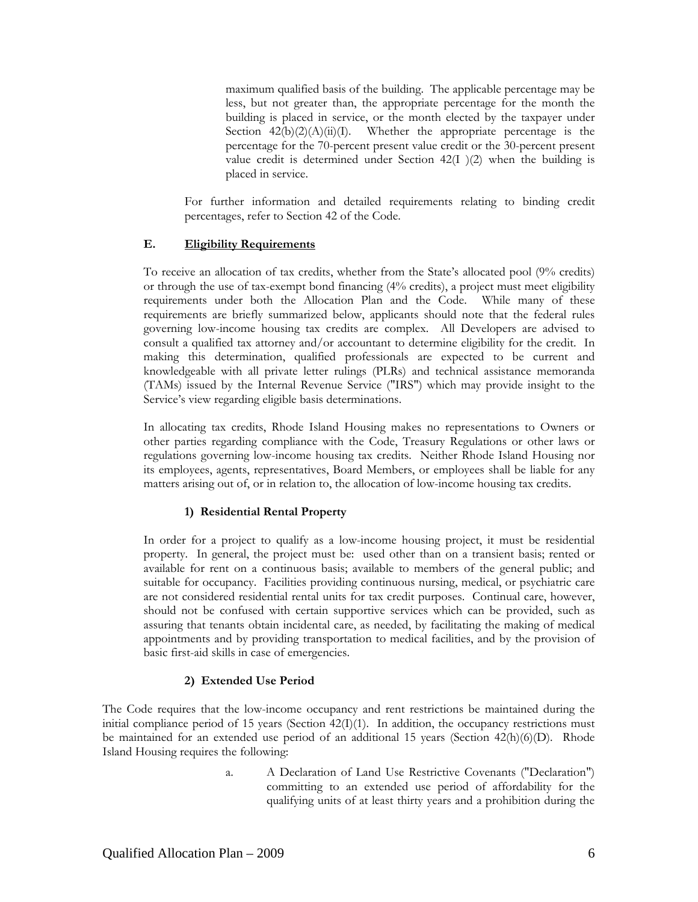maximum qualified basis of the building. The applicable percentage may be less, but not greater than, the appropriate percentage for the month the building is placed in service, or the month elected by the taxpayer under Section 42(b)(2)(A)(ii)(I). Whether the appropriate percentage is the percentage for the 70-percent present value credit or the 30-percent present value credit is determined under Section 42(I )(2) when the building is placed in service.

For further information and detailed requirements relating to binding credit percentages, refer to Section 42 of the Code.

### E. Eligibility Requirements

To receive an allocation of tax credits, whether from the State's allocated pool (9% credits) or through the use of tax-exempt bond financing (4% credits), a project must meet eligibility requirements under both the Allocation Plan and the Code. While many of these requirements are briefly summarized below, applicants should note that the federal rules governing low-income housing tax credits are complex. All Developers are advised to consult a qualified tax attorney and/or accountant to determine eligibility for the credit. In making this determination, qualified professionals are expected to be current and knowledgeable with all private letter rulings (PLRs) and technical assistance memoranda (TAMs) issued by the Internal Revenue Service ("IRS") which may provide insight to the Service's view regarding eligible basis determinations.

In allocating tax credits, Rhode Island Housing makes no representations to Owners or other parties regarding compliance with the Code, Treasury Regulations or other laws or regulations governing low-income housing tax credits. Neither Rhode Island Housing nor its employees, agents, representatives, Board Members, or employees shall be liable for any matters arising out of, or in relation to, the allocation of low-income housing tax credits.

#### 1) Residential Rental Property

In order for a project to qualify as a low-income housing project, it must be residential property. In general, the project must be: used other than on a transient basis; rented or available for rent on a continuous basis; available to members of the general public; and suitable for occupancy. Facilities providing continuous nursing, medical, or psychiatric care are not considered residential rental units for tax credit purposes. Continual care, however, should not be confused with certain supportive services which can be provided, such as assuring that tenants obtain incidental care, as needed, by facilitating the making of medical appointments and by providing transportation to medical facilities, and by the provision of basic first-aid skills in case of emergencies.

#### 2) Extended Use Period

The Code requires that the low-income occupancy and rent restrictions be maintained during the initial compliance period of 15 years (Section 42(I)(1). In addition, the occupancy restrictions must be maintained for an extended use period of an additional 15 years (Section 42(h)(6)(D). Rhode Island Housing requires the following:

a. A Declaration of Land Use Restrictive Covenants ("Declaration") committing to an extended use period of affordability for the qualifying units of at least thirty years and a prohibition during the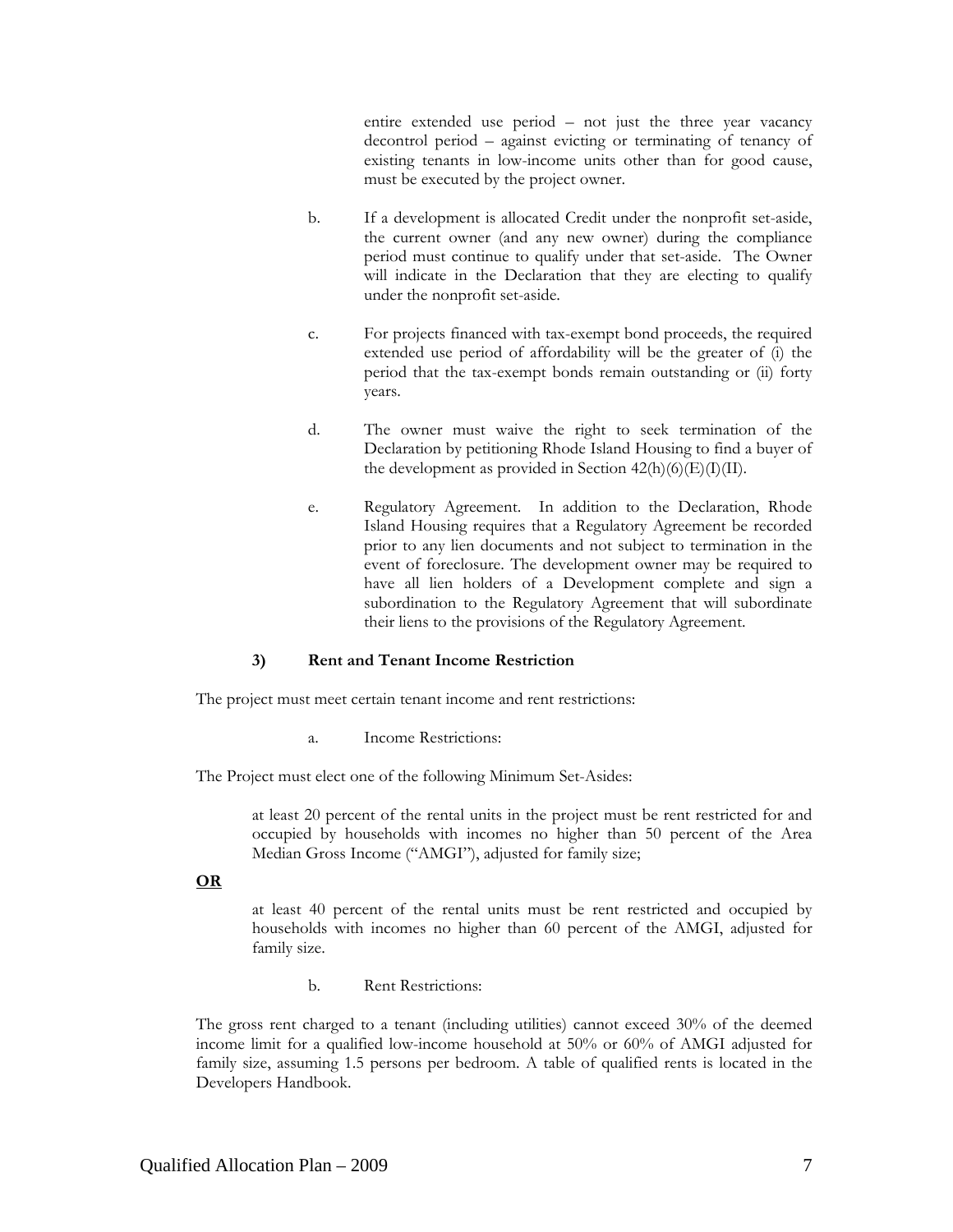entire extended use period – not just the three year vacancy decontrol period – against evicting or terminating of tenancy of existing tenants in low-income units other than for good cause, must be executed by the project owner.

b. If a development is allocated Credit under the nonprofit set-aside, the current owner (and any new owner) during the compliance period must continue to qualify under that set-aside. The Owner will indicate in the Declaration that they are electing to qualify under the nonprofit set-aside.

c. For projects financed with tax-exempt bond proceeds, the required extended use period of affordability will be the greater of (i) the period that the tax-exempt bonds remain outstanding or (ii) forty years.

d. The owner must waive the right to seek termination of the Declaration by petitioning Rhode Island Housing to find a buyer of the development as provided in Section 42(h)(6)(E)(I)(II).

e. Regulatory Agreement. In addition to the Declaration, Rhode Island Housing requires that a Regulatory Agreement be recorded prior to any lien documents and not subject to termination in the event of foreclosure. The development owner may be required to have all lien holders of a Development complete and sign a subordination to the Regulatory Agreement that will subordinate their liens to the provisions of the Regulatory Agreement.

**3) Rent and Tenant Income Restriction**

The project must meet certain tenant income and rent restrictions:

a. Income Restrictions:

The Project must elect one of the following Minimum Set-Asides:

at least 20 percent of the rental units in the project must be rent restricted for and occupied by households with incomes no higher than 50 percent of the Area Median Gross Income ("AMGI"), adjusted for family size;

**OR**

at least 40 percent of the rental units must be rent restricted and occupied by households with incomes no higher than 60 percent of the AMGI, adjusted for family size.

b. Rent Restrictions:

The gross rent charged to a tenant (including utilities) cannot exceed 30% of the deemed income limit for a qualified low-income household at 50% or 60% of AMGI adjusted for family size, assuming 1.5 persons per bedroom. A table of qualified rents is located in the Developers Handbook.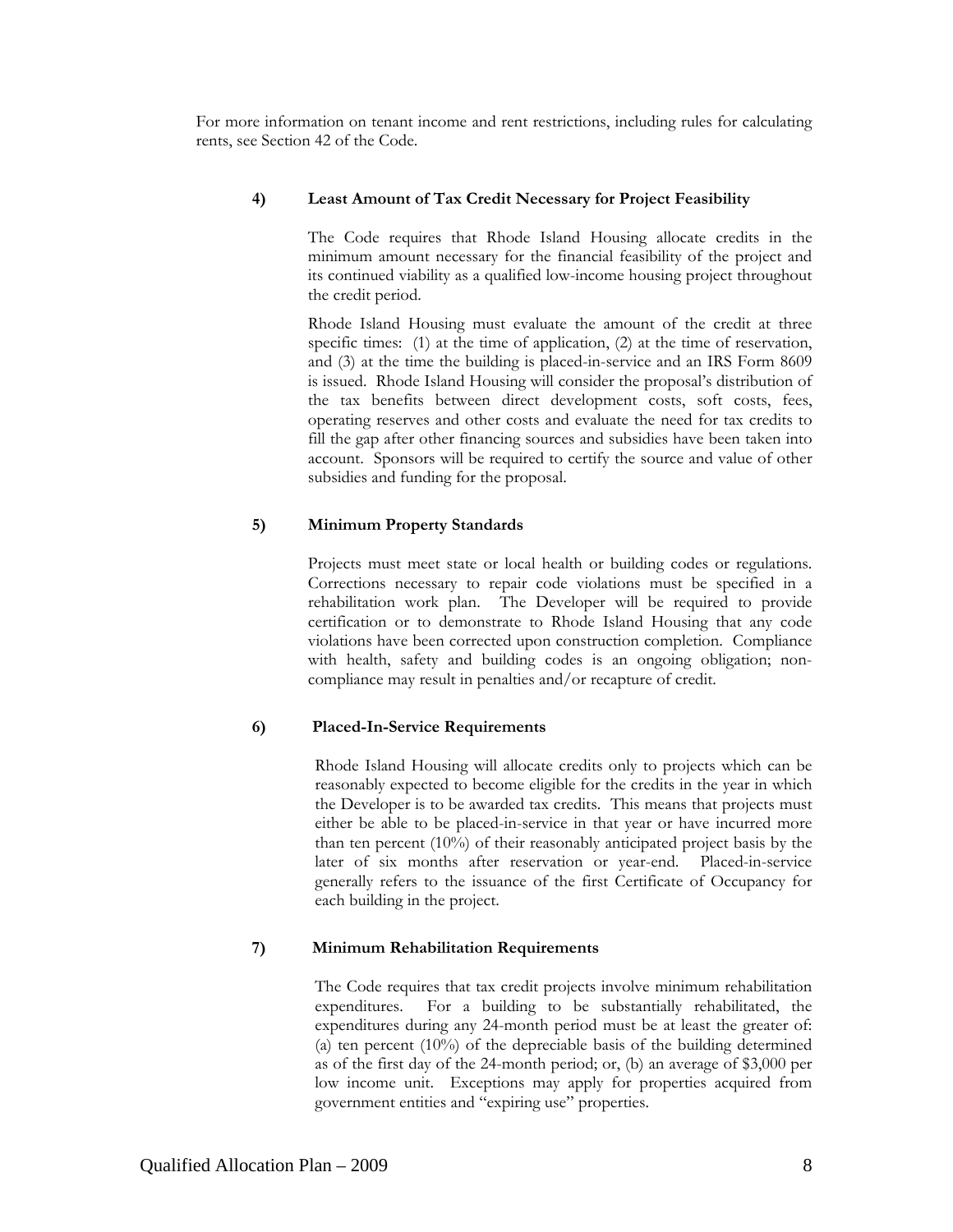For more information on tenant income and rent restrictions, including rules for calculating rents, see Section 42 of the Code.

### 4) Least Amount of Tax Credit Necessary for Project Feasibility

The Code requires that Rhode Island Housing allocate credits in the minimum amount necessary for the financial feasibility of the project and its continued viability as a qualified low-income housing project throughout the credit period.

Rhode Island Housing must evaluate the amount of the credit at three specific times: (1) at the time of application, (2) at the time of reservation, and (3) at the time the building is placed-in-service and an IRS Form 8609 is issued. Rhode Island Housing will consider the proposal's distribution of the tax benefits between direct development costs, soft costs, fees, operating reserves and other costs and evaluate the need for tax credits to fill the gap after other financing sources and subsidies have been taken into account. Sponsors will be required to certify the source and value of other subsidies and funding for the proposal.

### 5) Minimum Property Standards

Projects must meet state or local health or building codes or regulations. Corrections necessary to repair code violations must be specified in a rehabilitation work plan. The Developer will be required to provide certification or to demonstrate to Rhode Island Housing that any code violations have been corrected upon construction completion. Compliance with health, safety and building codes is an ongoing obligation; non-compliance may result in penalties and/or recapture of credit.

### 6) Placed-In-Service Requirements

Rhode Island Housing will allocate credits only to projects which can be reasonably expected to become eligible for the credits in the year in which the Developer is to be awarded tax credits. This means that projects must either be able to be placed-in-service in that year or have incurred more than ten percent (10%) of their reasonably anticipated project basis by the later of six months after reservation or year-end. Placed-in-service generally refers to the issuance of the first Certificate of Occupancy for each building in the project.

### 7) Minimum Rehabilitation Requirements

The Code requires that tax credit projects involve minimum rehabilitation expenditures. For a building to be substantially rehabilitated, the expenditures during any 24-month period must be at least the greater of: (a) ten percent (10%) of the depreciable basis of the building determined as of the first day of the 24-month period; or, (b) an average of $3,000 per low income unit. Exceptions may apply for properties acquired from government entities and "expiring use" properties.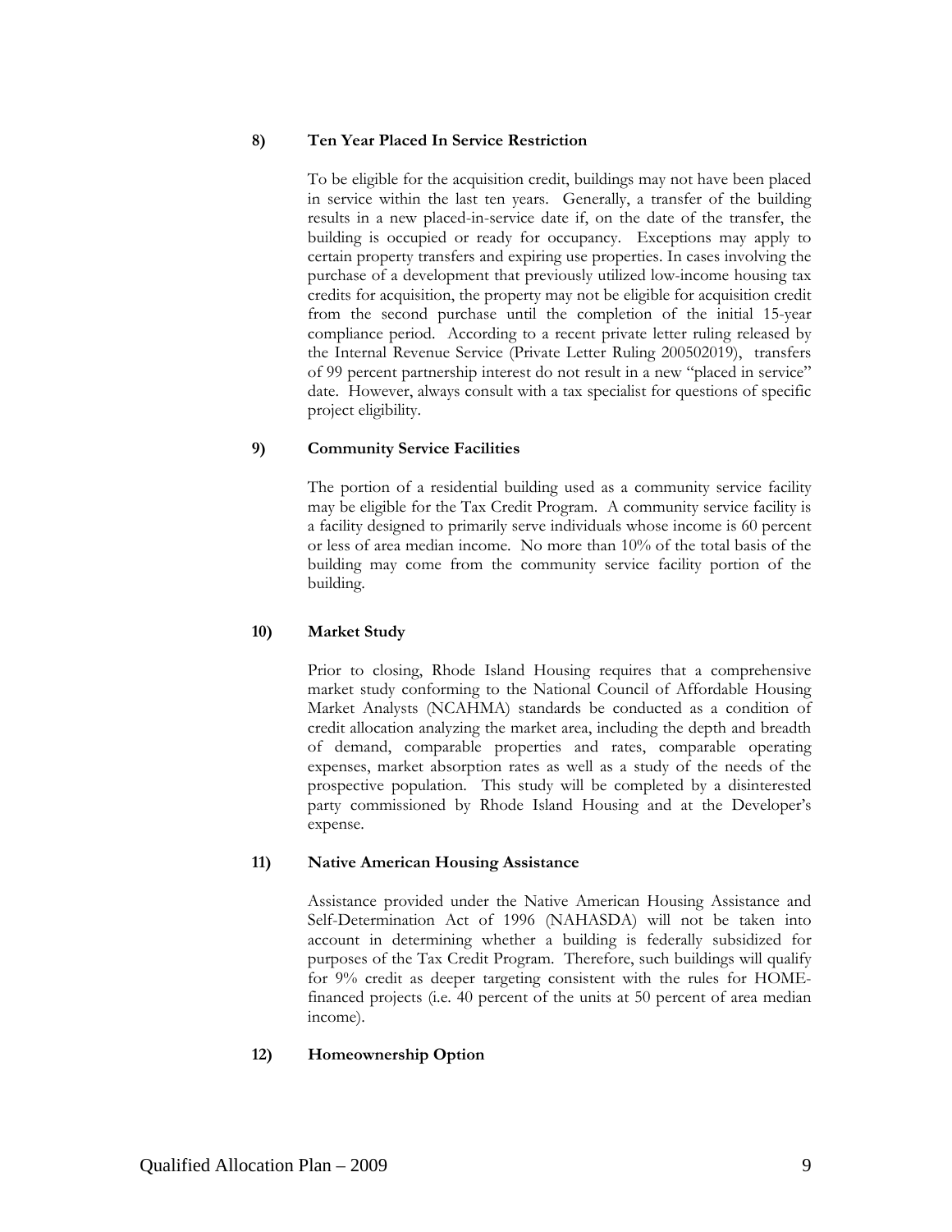**8) Ten Year Placed In Service Restriction**

To be eligible for the acquisition credit, buildings may not have been placed in service within the last ten years. Generally, a transfer of the building results in a new placed-in-service date if, on the date of the transfer, the building is occupied or ready for occupancy. Exceptions may apply to certain property transfers and expiring use properties. In cases involving the purchase of a development that previously utilized low-income housing tax credits for acquisition, the property may not be eligible for acquisition credit from the second purchase until the completion of the initial 15-year compliance period. According to a recent private letter ruling released by the Internal Revenue Service (Private Letter Ruling 200502019), transfers of 99 percent partnership interest do not result in a new "placed in service" date. However, always consult with a tax specialist for questions of specific project eligibility.

**9) Community Service Facilities**

The portion of a residential building used as a community service facility may be eligible for the Tax Credit Program. A community service facility is a facility designed to primarily serve individuals whose income is 60 percent or less of area median income. No more than 10% of the total basis of the building may come from the community service facility portion of the building.

**10) Market Study**

Prior to closing, Rhode Island Housing requires that a comprehensive market study conforming to the National Council of Affordable Housing Market Analysts (NCAHMA) standards be conducted as a condition of credit allocation analyzing the market area, including the depth and breadth of demand, comparable properties and rates, comparable operating expenses, market absorption rates as well as a study of the needs of the prospective population. This study will be completed by a disinterested party commissioned by Rhode Island Housing and at the Developer's expense.

**11) Native American Housing Assistance**

Assistance provided under the Native American Housing Assistance and Self-Determination Act of 1996 (NAHASDA) will not be taken into account in determining whether a building is federally subsidized for purposes of the Tax Credit Program. Therefore, such buildings will qualify for 9% credit as deeper targeting consistent with the rules for HOME-financed projects (i.e. 40 percent of the units at 50 percent of area median income).

**12) Homeownership Option**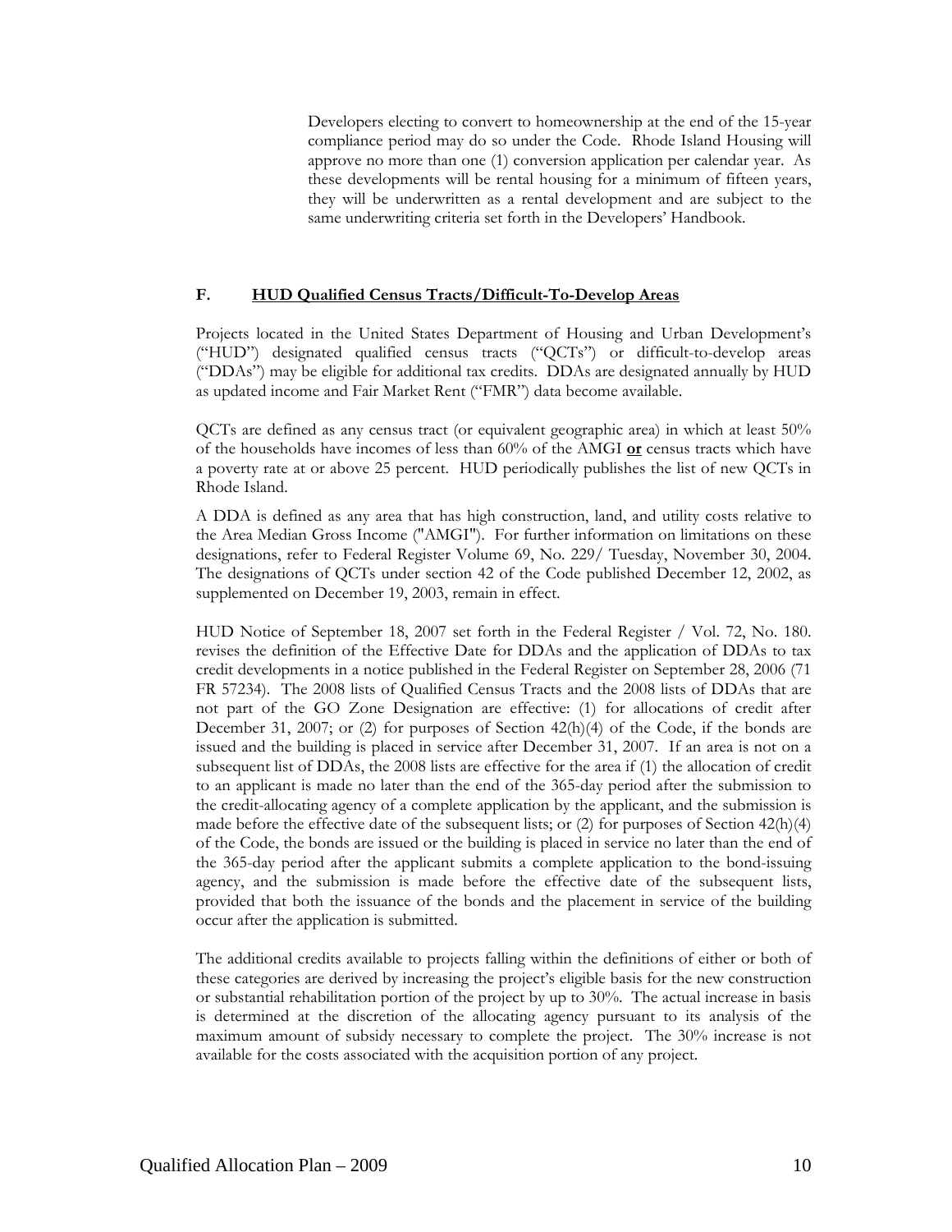Developers electing to convert to homeownership at the end of the 15-year compliance period may do so under the Code. Rhode Island Housing will approve no more than one (1) conversion application per calendar year. As these developments will be rental housing for a minimum of fifteen years, they will be underwritten as a rental development and are subject to the same underwriting criteria set forth in the Developers' Handbook.

### F. HUD Qualified Census Tracts/Difficult-To-Develop Areas

Projects located in the United States Department of Housing and Urban Development's ("HUD") designated qualified census tracts ("QCTs") or difficult-to-develop areas ("DDAs") may be eligible for additional tax credits. DDAs are designated annually by HUD as updated income and Fair Market Rent ("FMR") data become available.

QCTs are defined as any census tract (or equivalent geographic area) in which at least 50% of the households have incomes of less than 60% of the AMGI **or** census tracts which have a poverty rate at or above 25 percent. HUD periodically publishes the list of new QCTs in Rhode Island.

A DDA is defined as any area that has high construction, land, and utility costs relative to the Area Median Gross Income ("AMGI"). For further information on limitations on these designations, refer to Federal Register Volume 69, No. 229/ Tuesday, November 30, 2004. The designations of QCTs under section 42 of the Code published December 12, 2002, as supplemented on December 19, 2003, remain in effect.

HUD Notice of September 18, 2007 set forth in the Federal Register / Vol. 72, No. 180. revises the definition of the Effective Date for DDAs and the application of DDAs to tax credit developments in a notice published in the Federal Register on September 28, 2006 (71 FR 57234). The 2008 lists of Qualified Census Tracts and the 2008 lists of DDAs that are not part of the GO Zone Designation are effective: (1) for allocations of credit after December 31, 2007; or (2) for purposes of Section 42(h)(4) of the Code, if the bonds are issued and the building is placed in service after December 31, 2007. If an area is not on a subsequent list of DDAs, the 2008 lists are effective for the area if (1) the allocation of credit to an applicant is made no later than the end of the 365-day period after the submission to the credit-allocating agency of a complete application by the applicant, and the submission is made before the effective date of the subsequent lists; or (2) for purposes of Section 42(h)(4) of the Code, the bonds are issued or the building is placed in service no later than the end of the 365-day period after the applicant submits a complete application to the bond-issuing agency, and the submission is made before the effective date of the subsequent lists, provided that both the issuance of the bonds and the placement in service of the building occur after the application is submitted.

The additional credits available to projects falling within the definitions of either or both of these categories are derived by increasing the project's eligible basis for the new construction or substantial rehabilitation portion of the project by up to 30%. The actual increase in basis is determined at the discretion of the allocating agency pursuant to its analysis of the maximum amount of subsidy necessary to complete the project. The 30% increase is not available for the costs associated with the acquisition portion of any project.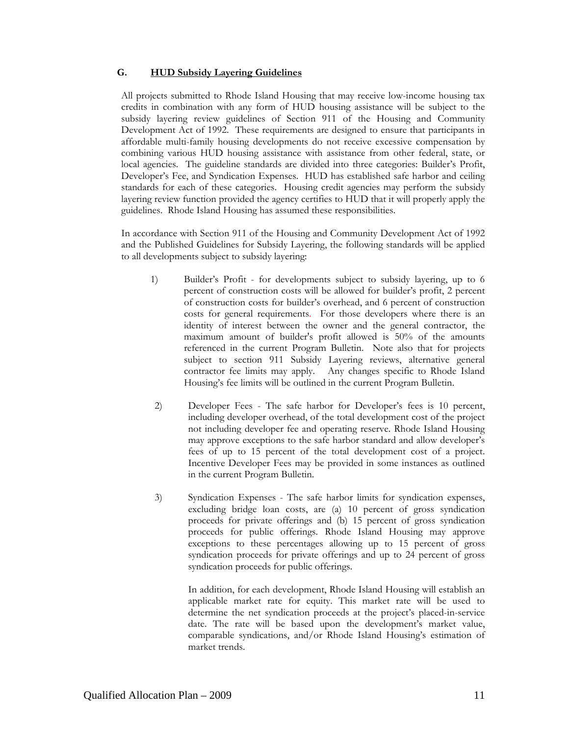### G. HUD Subsidy Layering Guidelines

All projects submitted to Rhode Island Housing that may receive low-income housing tax credits in combination with any form of HUD housing assistance will be subject to the subsidy layering review guidelines of Section 911 of the Housing and Community Development Act of 1992. These requirements are designed to ensure that participants in affordable multi-family housing developments do not receive excessive compensation by combining various HUD housing assistance with assistance from other federal, state, or local agencies. The guideline standards are divided into three categories: Builder's Profit, Developer's Fee, and Syndication Expenses. HUD has established safe harbor and ceiling standards for each of these categories. Housing credit agencies may perform the subsidy layering review function provided the agency certifies to HUD that it will properly apply the guidelines. Rhode Island Housing has assumed these responsibilities.

In accordance with Section 911 of the Housing and Community Development Act of 1992 and the Published Guidelines for Subsidy Layering, the following standards will be applied to all developments subject to subsidy layering:

1) Builder's Profit - for developments subject to subsidy layering, up to 6 percent of construction costs will be allowed for builder's profit, 2 percent of construction costs for builder's overhead, and 6 percent of construction costs for general requirements. For those developers where there is an identity of interest between the owner and the general contractor, the maximum amount of builder's profit allowed is 50% of the amounts referenced in the current Program Bulletin. Note also that for projects subject to section 911 Subsidy Layering reviews, alternative general contractor fee limits may apply. Any changes specific to Rhode Island Housing's fee limits will be outlined in the current Program Bulletin.

2) Developer Fees - The safe harbor for Developer's fees is 10 percent, including developer overhead, of the total development cost of the project not including developer fee and operating reserve. Rhode Island Housing may approve exceptions to the safe harbor standard and allow developer's fees of up to 15 percent of the total development cost of a project. Incentive Developer Fees may be provided in some instances as outlined in the current Program Bulletin.

3) Syndication Expenses - The safe harbor limits for syndication expenses, excluding bridge loan costs, are (a) 10 percent of gross syndication proceeds for private offerings and (b) 15 percent of gross syndication proceeds for public offerings. Rhode Island Housing may approve exceptions to these percentages allowing up to 15 percent of gross syndication proceeds for private offerings and up to 24 percent of gross syndication proceeds for public offerings.

   In addition, for each development, Rhode Island Housing will establish an applicable market rate for equity. This market rate will be used to determine the net syndication proceeds at the project's placed-in-service date. The rate will be based upon the development's market value, comparable syndications, and/or Rhode Island Housing's estimation of market trends.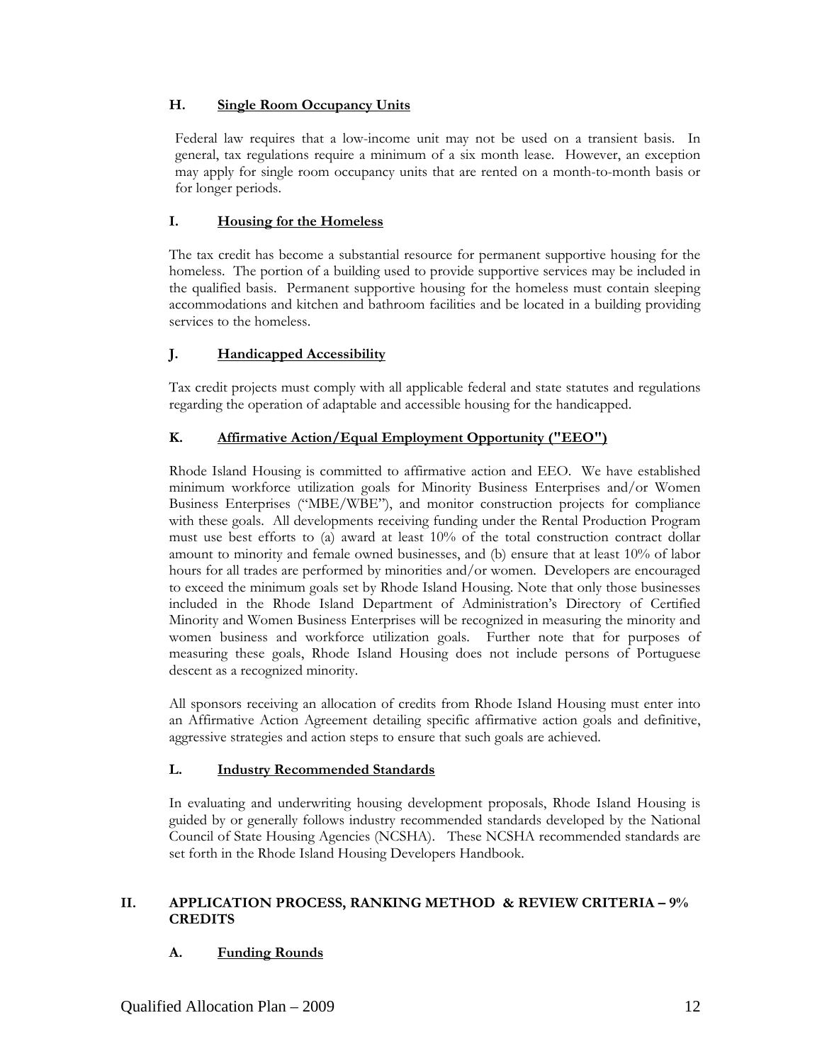### H. Single Room Occupancy Units

Federal law requires that a low-income unit may not be used on a transient basis. In general, tax regulations require a minimum of a six month lease. However, an exception may apply for single room occupancy units that are rented on a month-to-month basis or for longer periods.

### I. Housing for the Homeless

The tax credit has become a substantial resource for permanent supportive housing for the homeless. The portion of a building used to provide supportive services may be included in the qualified basis. Permanent supportive housing for the homeless must contain sleeping accommodations and kitchen and bathroom facilities and be located in a building providing services to the homeless.

### J. Handicapped Accessibility

Tax credit projects must comply with all applicable federal and state statutes and regulations regarding the operation of adaptable and accessible housing for the handicapped.

### K. Affirmative Action/Equal Employment Opportunity ("EEO")

Rhode Island Housing is committed to affirmative action and EEO. We have established minimum workforce utilization goals for Minority Business Enterprises and/or Women Business Enterprises ("MBE/WBE"), and monitor construction projects for compliance with these goals. All developments receiving funding under the Rental Production Program must use best efforts to (a) award at least 10% of the total construction contract dollar amount to minority and female owned businesses, and (b) ensure that at least 10% of labor hours for all trades are performed by minorities and/or women. Developers are encouraged to exceed the minimum goals set by Rhode Island Housing. Note that only those businesses included in the Rhode Island Department of Administration's Directory of Certified Minority and Women Business Enterprises will be recognized in measuring the minority and women business and workforce utilization goals. Further note that for purposes of measuring these goals, Rhode Island Housing does not include persons of Portuguese descent as a recognized minority.

All sponsors receiving an allocation of credits from Rhode Island Housing must enter into an Affirmative Action Agreement detailing specific affirmative action goals and definitive, aggressive strategies and action steps to ensure that such goals are achieved.

### L. Industry Recommended Standards

In evaluating and underwriting housing development proposals, Rhode Island Housing is guided by or generally follows industry recommended standards developed by the National Council of State Housing Agencies (NCSHA). These NCSHA recommended standards are set forth in the Rhode Island Housing Developers Handbook.

## II. APPLICATION PROCESS, RANKING METHOD & REVIEW CRITERIA – 9% CREDITS

### A. Funding Rounds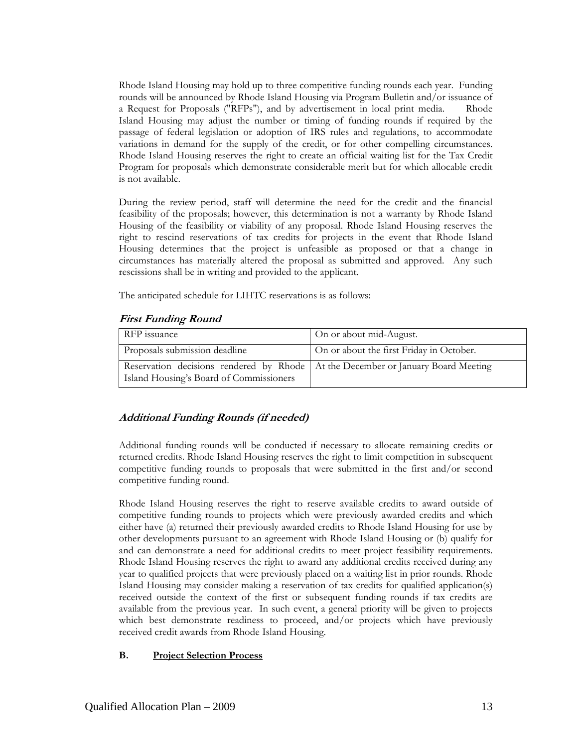Rhode Island Housing may hold up to three competitive funding rounds each year. Funding rounds will be announced by Rhode Island Housing via Program Bulletin and/or issuance of a Request for Proposals ("RFPs"), and by advertisement in local print media. Rhode Island Housing may adjust the number or timing of funding rounds if required by the passage of federal legislation or adoption of IRS rules and regulations, to accommodate variations in demand for the supply of the credit, or for other compelling circumstances. Rhode Island Housing reserves the right to create an official waiting list for the Tax Credit Program for proposals which demonstrate considerable merit but for which allocable credit is not available.

During the review period, staff will determine the need for the credit and the financial feasibility of the proposals; however, this determination is not a warranty by Rhode Island Housing of the feasibility or viability of any proposal. Rhode Island Housing reserves the right to rescind reservations of tax credits for projects in the event that Rhode Island Housing determines that the project is unfeasible as proposed or that a change in circumstances has materially altered the proposal as submitted and approved. Any such rescissions shall be in writing and provided to the applicant.

The anticipated schedule for LIHTC reservations is as follows:

***First Funding Round***

| | |
|---|---|
| RFP issuance | On or about mid-August. |
| Proposals submission deadline | On or about the first Friday in October. |
| Reservation decisions rendered by Rhode Island Housing's Board of Commissioners | At the December or January Board Meeting |

***Additional Funding Rounds (if needed)***

Additional funding rounds will be conducted if necessary to allocate remaining credits or returned credits. Rhode Island Housing reserves the right to limit competition in subsequent competitive funding rounds to proposals that were submitted in the first and/or second competitive funding round.

Rhode Island Housing reserves the right to reserve available credits to award outside of competitive funding rounds to projects which were previously awarded credits and which either have (a) returned their previously awarded credits to Rhode Island Housing for use by other developments pursuant to an agreement with Rhode Island Housing or (b) qualify for and can demonstrate a need for additional credits to meet project feasibility requirements. Rhode Island Housing reserves the right to award any additional credits received during any year to qualified projects that were previously placed on a waiting list in prior rounds. Rhode Island Housing may consider making a reservation of tax credits for qualified application(s) received outside the context of the first or subsequent funding rounds if tax credits are available from the previous year. In such event, a general priority will be given to projects which best demonstrate readiness to proceed, and/or projects which have previously received credit awards from Rhode Island Housing.

**B. <u>Project Selection Process</u>**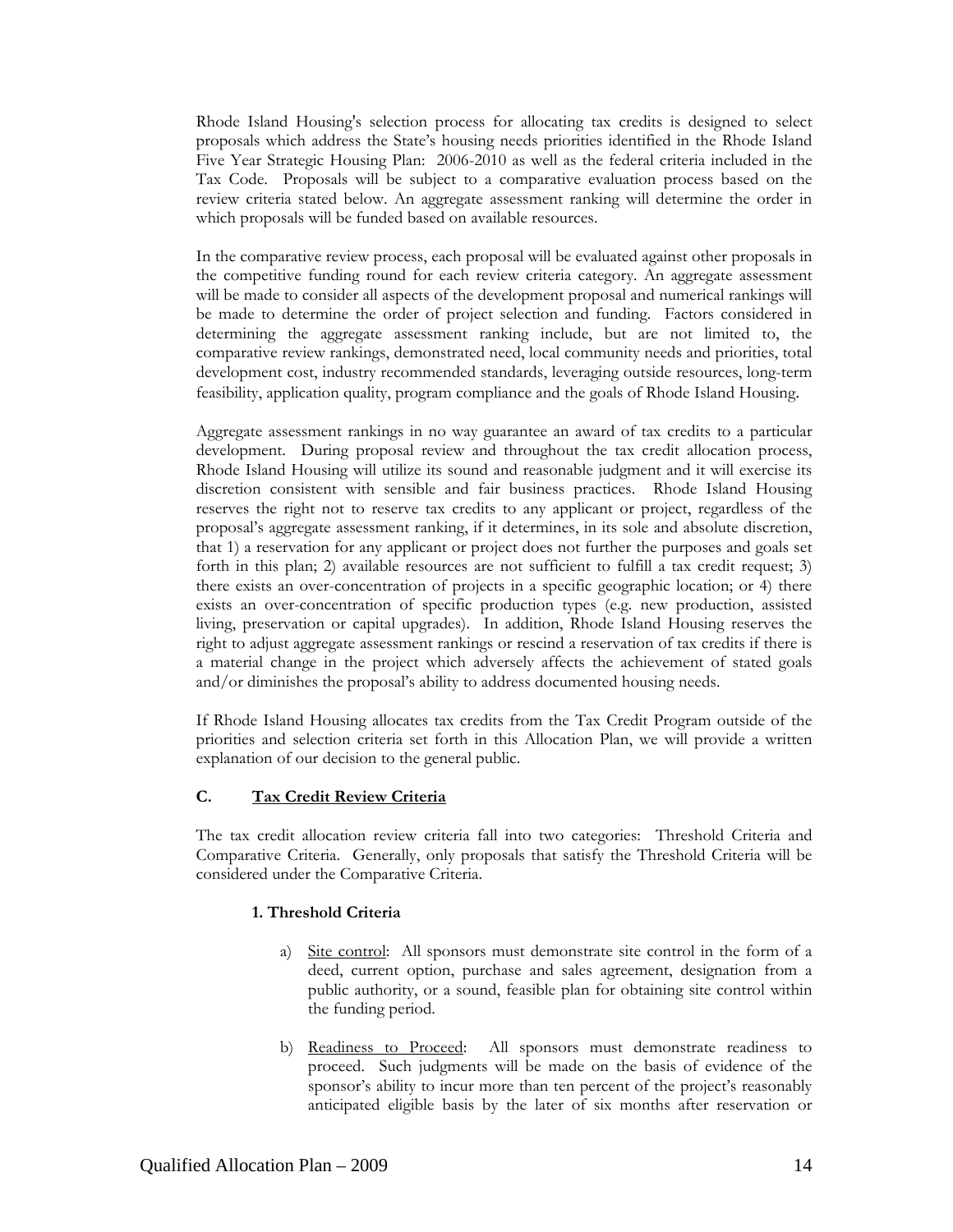Rhode Island Housing's selection process for allocating tax credits is designed to select proposals which address the State's housing needs priorities identified in the Rhode Island Five Year Strategic Housing Plan: 2006-2010 as well as the federal criteria included in the Tax Code. Proposals will be subject to a comparative evaluation process based on the review criteria stated below. An aggregate assessment ranking will determine the order in which proposals will be funded based on available resources.

In the comparative review process, each proposal will be evaluated against other proposals in the competitive funding round for each review criteria category. An aggregate assessment will be made to consider all aspects of the development proposal and numerical rankings will be made to determine the order of project selection and funding. Factors considered in determining the aggregate assessment ranking include, but are not limited to, the comparative review rankings, demonstrated need, local community needs and priorities, total development cost, industry recommended standards, leveraging outside resources, long-term feasibility, application quality, program compliance and the goals of Rhode Island Housing.

Aggregate assessment rankings in no way guarantee an award of tax credits to a particular development. During proposal review and throughout the tax credit allocation process, Rhode Island Housing will utilize its sound and reasonable judgment and it will exercise its discretion consistent with sensible and fair business practices. Rhode Island Housing reserves the right not to reserve tax credits to any applicant or project, regardless of the proposal's aggregate assessment ranking, if it determines, in its sole and absolute discretion, that 1) a reservation for any applicant or project does not further the purposes and goals set forth in this plan; 2) available resources are not sufficient to fulfill a tax credit request; 3) there exists an over-concentration of projects in a specific geographic location; or 4) there exists an over-concentration of specific production types (e.g. new production, assisted living, preservation or capital upgrades). In addition, Rhode Island Housing reserves the right to adjust aggregate assessment rankings or rescind a reservation of tax credits if there is a material change in the project which adversely affects the achievement of stated goals and/or diminishes the proposal's ability to address documented housing needs.

If Rhode Island Housing allocates tax credits from the Tax Credit Program outside of the priorities and selection criteria set forth in this Allocation Plan, we will provide a written explanation of our decision to the general public.

## C. Tax Credit Review Criteria

The tax credit allocation review criteria fall into two categories: Threshold Criteria and Comparative Criteria. Generally, only proposals that satisfy the Threshold Criteria will be considered under the Comparative Criteria.

### 1. Threshold Criteria

a) Site control: All sponsors must demonstrate site control in the form of a deed, current option, purchase and sales agreement, designation from a public authority, or a sound, feasible plan for obtaining site control within the funding period.

b) Readiness to Proceed: All sponsors must demonstrate readiness to proceed. Such judgments will be made on the basis of evidence of the sponsor's ability to incur more than ten percent of the project's reasonably anticipated eligible basis by the later of six months after reservation or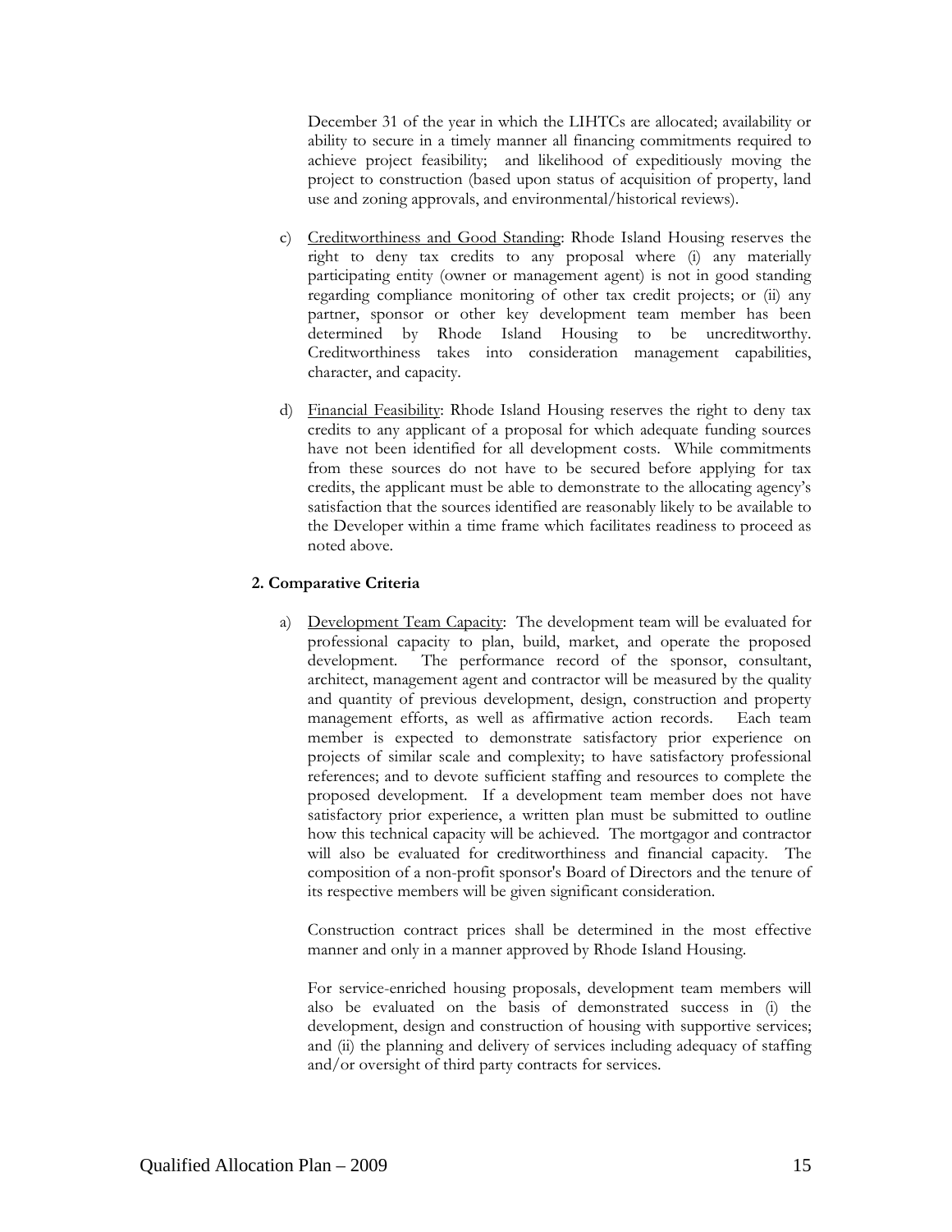December 31 of the year in which the LIHTCs are allocated; availability or ability to secure in a timely manner all financing commitments required to achieve project feasibility; and likelihood of expeditiously moving the project to construction (based upon status of acquisition of property, land use and zoning approvals, and environmental/historical reviews).

c) Creditworthiness and Good Standing: Rhode Island Housing reserves the right to deny tax credits to any proposal where (i) any materially participating entity (owner or management agent) is not in good standing regarding compliance monitoring of other tax credit projects; or (ii) any partner, sponsor or other key development team member has been determined by Rhode Island Housing to be uncreditworthy. Creditworthiness takes into consideration management capabilities, character, and capacity.

d) Financial Feasibility: Rhode Island Housing reserves the right to deny tax credits to any applicant of a proposal for which adequate funding sources have not been identified for all development costs. While commitments from these sources do not have to be secured before applying for tax credits, the applicant must be able to demonstrate to the allocating agency's satisfaction that the sources identified are reasonably likely to be available to the Developer within a time frame which facilitates readiness to proceed as noted above.

**2. Comparative Criteria**

a) Development Team Capacity: The development team will be evaluated for professional capacity to plan, build, market, and operate the proposed development. The performance record of the sponsor, consultant, architect, management agent and contractor will be measured by the quality and quantity of previous development, design, construction and property management efforts, as well as affirmative action records. Each team member is expected to demonstrate satisfactory prior experience on projects of similar scale and complexity; to have satisfactory professional references; and to devote sufficient staffing and resources to complete the proposed development. If a development team member does not have satisfactory prior experience, a written plan must be submitted to outline how this technical capacity will be achieved. The mortgagor and contractor will also be evaluated for creditworthiness and financial capacity. The composition of a non-profit sponsor's Board of Directors and the tenure of its respective members will be given significant consideration.

Construction contract prices shall be determined in the most effective manner and only in a manner approved by Rhode Island Housing.

For service-enriched housing proposals, development team members will also be evaluated on the basis of demonstrated success in (i) the development, design and construction of housing with supportive services; and (ii) the planning and delivery of services including adequacy of staffing and/or oversight of third party contracts for services.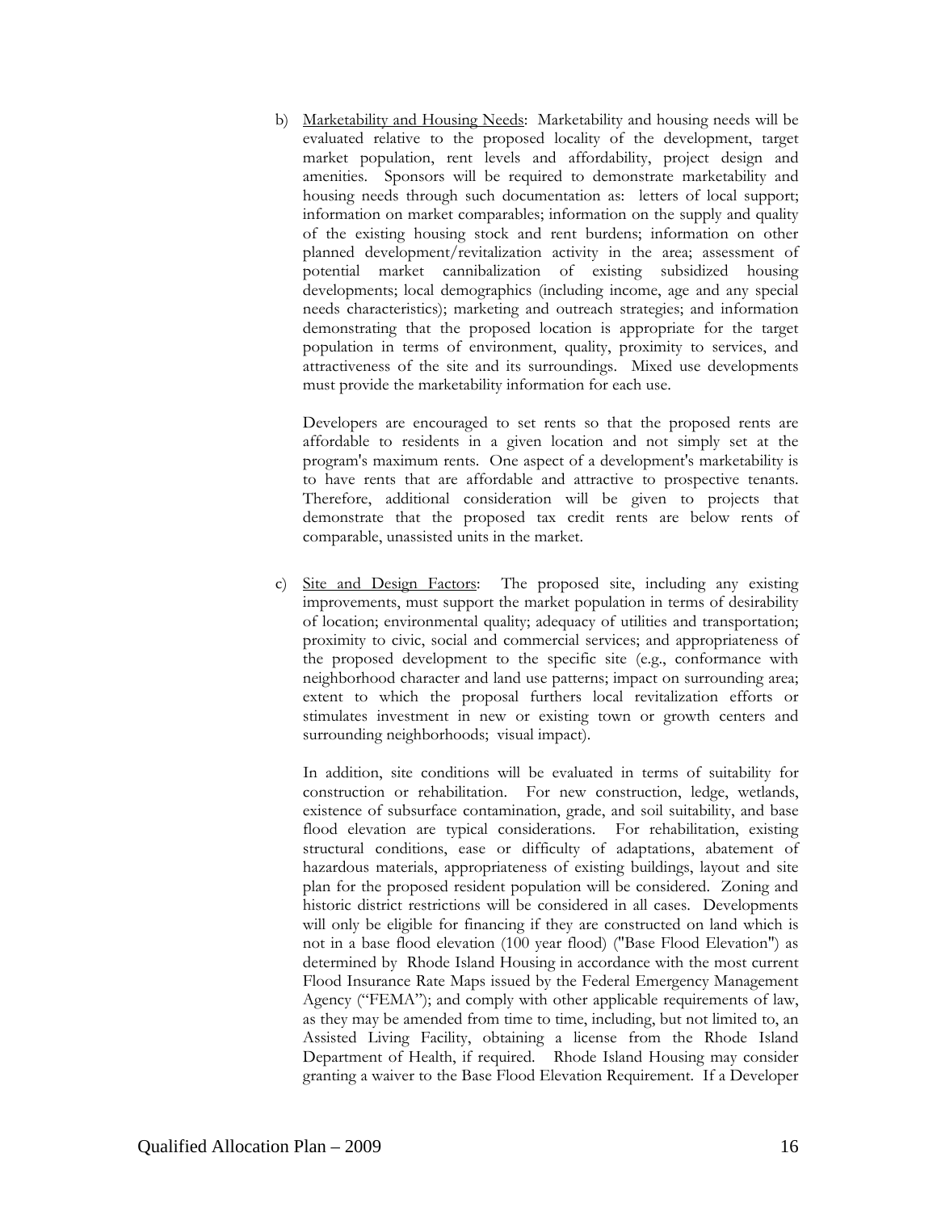b) <u>Marketability and Housing Needs</u>: Marketability and housing needs will be evaluated relative to the proposed locality of the development, target market population, rent levels and affordability, project design and amenities. Sponsors will be required to demonstrate marketability and housing needs through such documentation as: letters of local support; information on market comparables; information on the supply and quality of the existing housing stock and rent burdens; information on other planned development/revitalization activity in the area; assessment of potential market cannibalization of existing subsidized housing developments; local demographics (including income, age and any special needs characteristics); marketing and outreach strategies; and information demonstrating that the proposed location is appropriate for the target population in terms of environment, quality, proximity to services, and attractiveness of the site and its surroundings. Mixed use developments must provide the marketability information for each use.

   Developers are encouraged to set rents so that the proposed rents are affordable to residents in a given location and not simply set at the program's maximum rents. One aspect of a development's marketability is to have rents that are affordable and attractive to prospective tenants. Therefore, additional consideration will be given to projects that demonstrate that the proposed tax credit rents are below rents of comparable, unassisted units in the market.

c) <u>Site and Design Factors</u>: The proposed site, including any existing improvements, must support the market population in terms of desirability of location; environmental quality; adequacy of utilities and transportation; proximity to civic, social and commercial services; and appropriateness of the proposed development to the specific site (e.g., conformance with neighborhood character and land use patterns; impact on surrounding area; extent to which the proposal furthers local revitalization efforts or stimulates investment in new or existing town or growth centers and surrounding neighborhoods; visual impact).

   In addition, site conditions will be evaluated in terms of suitability for construction or rehabilitation. For new construction, ledge, wetlands, existence of subsurface contamination, grade, and soil suitability, and base flood elevation are typical considerations. For rehabilitation, existing structural conditions, ease or difficulty of adaptations, abatement of hazardous materials, appropriateness of existing buildings, layout and site plan for the proposed resident population will be considered. Zoning and historic district restrictions will be considered in all cases. Developments will only be eligible for financing if they are constructed on land which is not in a base flood elevation (100 year flood) ("Base Flood Elevation") as determined by Rhode Island Housing in accordance with the most current Flood Insurance Rate Maps issued by the Federal Emergency Management Agency ("FEMA"); and comply with other applicable requirements of law, as they may be amended from time to time, including, but not limited to, an Assisted Living Facility, obtaining a license from the Rhode Island Department of Health, if required. Rhode Island Housing may consider granting a waiver to the Base Flood Elevation Requirement. If a Developer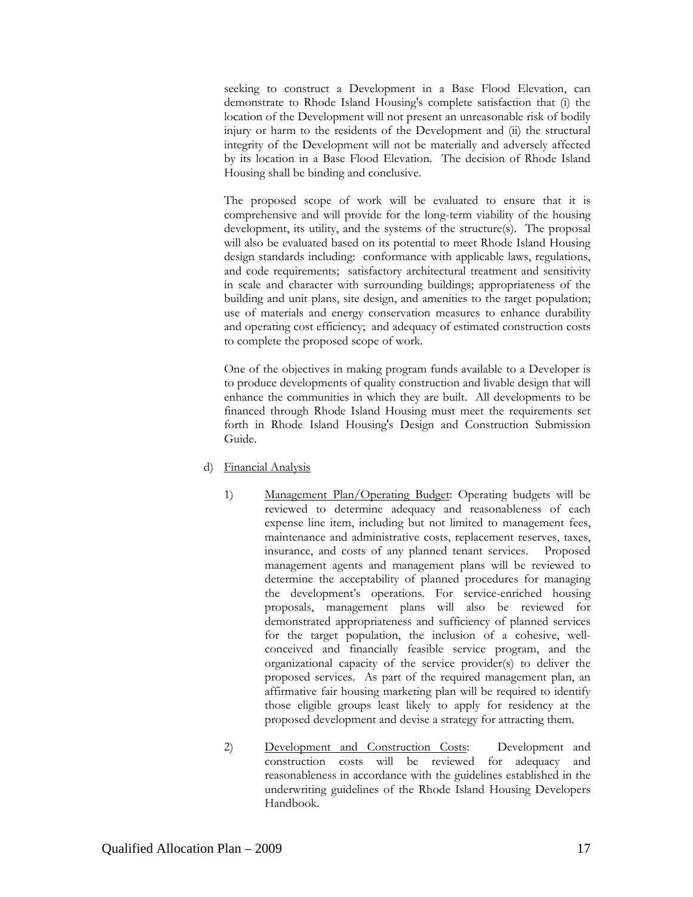seeking to construct a Development in a Base Flood Elevation, can demonstrate to Rhode Island Housing's complete satisfaction that (i) the location of the Development will not present an unreasonable risk of bodily injury or harm to the residents of the Development and (ii) the structural integrity of the Development will not be materially and adversely affected by its location in a Base Flood Elevation. The decision of Rhode Island Housing shall be binding and conclusive.

The proposed scope of work will be evaluated to ensure that it is comprehensive and will provide for the long-term viability of the housing development, its utility, and the systems of the structure(s). The proposal will also be evaluated based on its potential to meet Rhode Island Housing design standards including: conformance with applicable laws, regulations, and code requirements; satisfactory architectural treatment and sensitivity in scale and character with surrounding buildings; appropriateness of the building and unit plans, site design, and amenities to the target population; use of materials and energy conservation measures to enhance durability and operating cost efficiency; and adequacy of estimated construction costs to complete the proposed scope of work.

One of the objectives in making program funds available to a Developer is to produce developments of quality construction and livable design that will enhance the communities in which they are built. All developments to be financed through Rhode Island Housing must meet the requirements set forth in Rhode Island Housing's Design and Construction Submission Guide.

d) Financial Analysis

1) Management Plan/Operating Budget: Operating budgets will be reviewed to determine adequacy and reasonableness of each expense line item, including but not limited to management fees, maintenance and administrative costs, replacement reserves, taxes, insurance, and costs of any planned tenant services. Proposed management agents and management plans will be reviewed to determine the acceptability of planned procedures for managing the development's operations. For service-enriched housing proposals, management plans will also be reviewed for demonstrated appropriateness and sufficiency of planned services for the target population, the inclusion of a cohesive, well-conceived and financially feasible service program, and the organizational capacity of the service provider(s) to deliver the proposed services. As part of the required management plan, an affirmative fair housing marketing plan will be required to identify those eligible groups least likely to apply for residency at the proposed development and devise a strategy for attracting them.

2) Development and Construction Costs: Development and construction costs will be reviewed for adequacy and reasonableness in accordance with the guidelines established in the underwriting guidelines of the Rhode Island Housing Developers Handbook.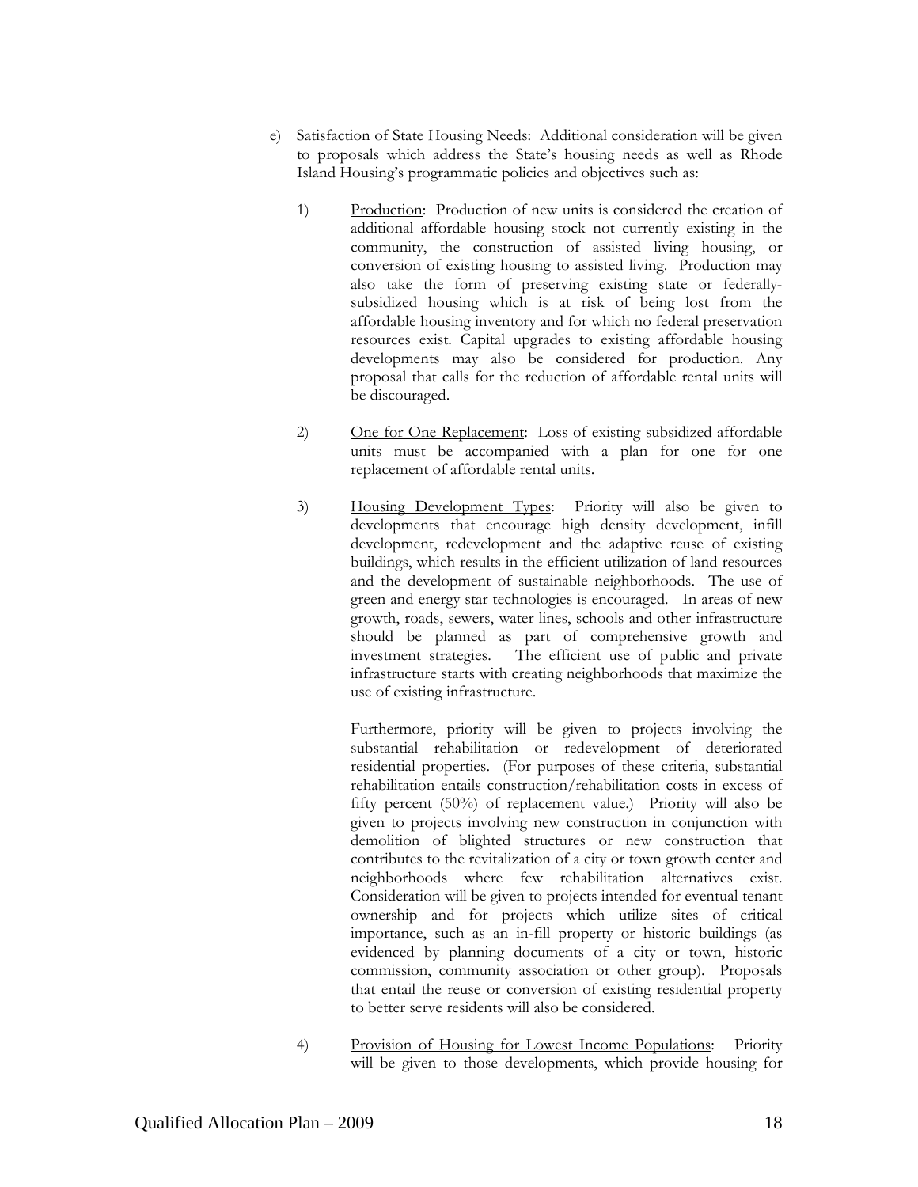e) Satisfaction of State Housing Needs: Additional consideration will be given to proposals which address the State's housing needs as well as Rhode Island Housing's programmatic policies and objectives such as:

1) Production: Production of new units is considered the creation of additional affordable housing stock not currently existing in the community, the construction of assisted living housing, or conversion of existing housing to assisted living. Production may also take the form of preserving existing state or federally-subsidized housing which is at risk of being lost from the affordable housing inventory and for which no federal preservation resources exist. Capital upgrades to existing affordable housing developments may also be considered for production. Any proposal that calls for the reduction of affordable rental units will be discouraged.

2) One for One Replacement: Loss of existing subsidized affordable units must be accompanied with a plan for one for one replacement of affordable rental units.

3) Housing Development Types: Priority will also be given to developments that encourage high density development, infill development, redevelopment and the adaptive reuse of existing buildings, which results in the efficient utilization of land resources and the development of sustainable neighborhoods. The use of green and energy star technologies is encouraged. In areas of new growth, roads, sewers, water lines, schools and other infrastructure should be planned as part of comprehensive growth and investment strategies. The efficient use of public and private infrastructure starts with creating neighborhoods that maximize the use of existing infrastructure.

   Furthermore, priority will be given to projects involving the substantial rehabilitation or redevelopment of deteriorated residential properties. (For purposes of these criteria, substantial rehabilitation entails construction/rehabilitation costs in excess of fifty percent (50%) of replacement value.) Priority will also be given to projects involving new construction in conjunction with demolition of blighted structures or new construction that contributes to the revitalization of a city or town growth center and neighborhoods where few rehabilitation alternatives exist. Consideration will be given to projects intended for eventual tenant ownership and for projects which utilize sites of critical importance, such as an in-fill property or historic buildings (as evidenced by planning documents of a city or town, historic commission, community association or other group). Proposals that entail the reuse or conversion of existing residential property to better serve residents will also be considered.

4) Provision of Housing for Lowest Income Populations: Priority will be given to those developments, which provide housing for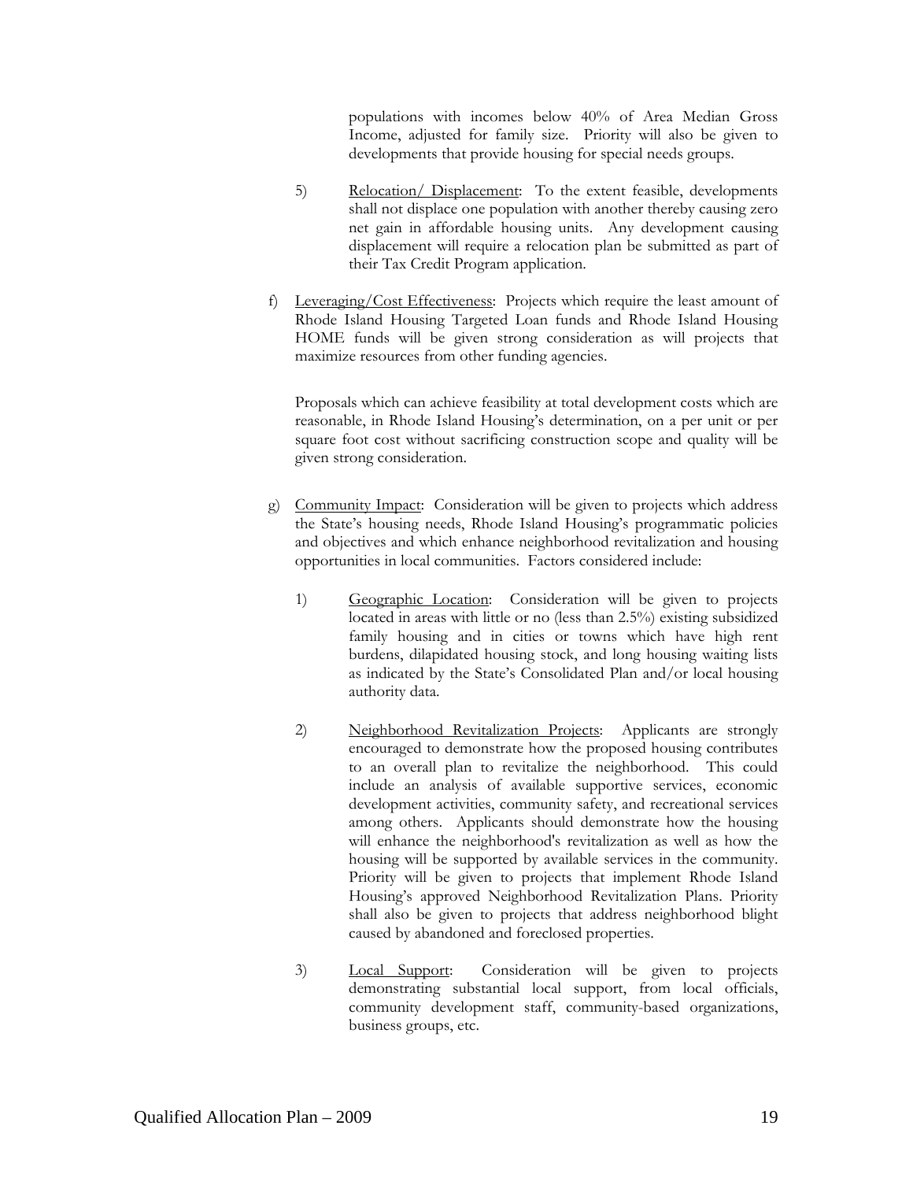populations with incomes below 40% of Area Median Gross Income, adjusted for family size. Priority will also be given to developments that provide housing for special needs groups.

5) Relocation/ Displacement: To the extent feasible, developments shall not displace one population with another thereby causing zero net gain in affordable housing units. Any development causing displacement will require a relocation plan be submitted as part of their Tax Credit Program application.

f) Leveraging/Cost Effectiveness: Projects which require the least amount of Rhode Island Housing Targeted Loan funds and Rhode Island Housing HOME funds will be given strong consideration as will projects that maximize resources from other funding agencies.

Proposals which can achieve feasibility at total development costs which are reasonable, in Rhode Island Housing's determination, on a per unit or per square foot cost without sacrificing construction scope and quality will be given strong consideration.

g) Community Impact: Consideration will be given to projects which address the State's housing needs, Rhode Island Housing's programmatic policies and objectives and which enhance neighborhood revitalization and housing opportunities in local communities. Factors considered include:

1) Geographic Location: Consideration will be given to projects located in areas with little or no (less than 2.5%) existing subsidized family housing and in cities or towns which have high rent burdens, dilapidated housing stock, and long housing waiting lists as indicated by the State's Consolidated Plan and/or local housing authority data.

2) Neighborhood Revitalization Projects: Applicants are strongly encouraged to demonstrate how the proposed housing contributes to an overall plan to revitalize the neighborhood. This could include an analysis of available supportive services, economic development activities, community safety, and recreational services among others. Applicants should demonstrate how the housing will enhance the neighborhood's revitalization as well as how the housing will be supported by available services in the community. Priority will be given to projects that implement Rhode Island Housing's approved Neighborhood Revitalization Plans. Priority shall also be given to projects that address neighborhood blight caused by abandoned and foreclosed properties.

3) Local Support: Consideration will be given to projects demonstrating substantial local support, from local officials, community development staff, community-based organizations, business groups, etc.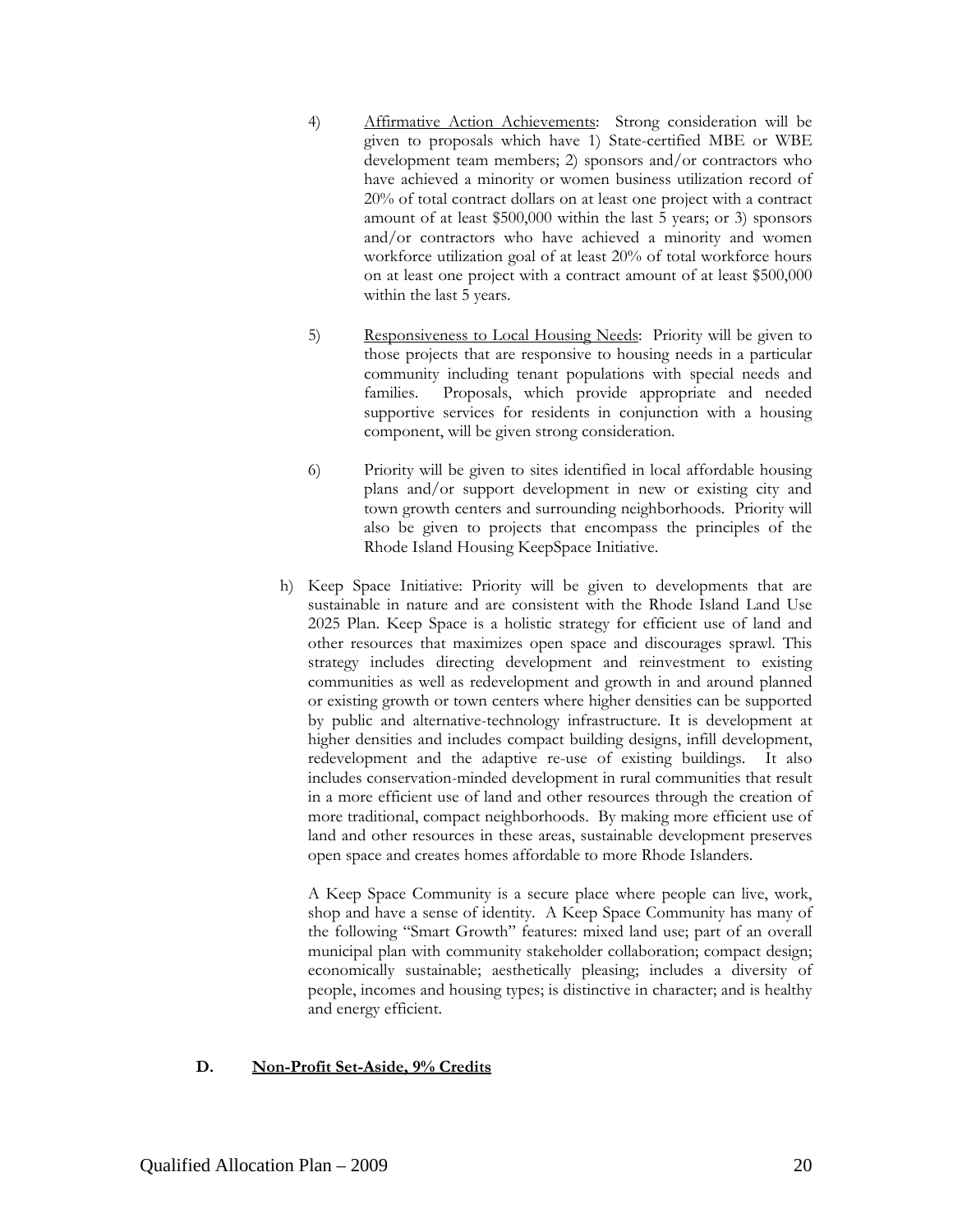4) <u>Affirmative Action Achievements</u>: Strong consideration will be given to proposals which have 1) State-certified MBE or WBE development team members; 2) sponsors and/or contractors who have achieved a minority or women business utilization record of 20% of total contract dollars on at least one project with a contract amount of at least $500,000 within the last 5 years; or 3) sponsors and/or contractors who have achieved a minority and women workforce utilization goal of at least 20% of total workforce hours on at least one project with a contract amount of at least $500,000 within the last 5 years.

5) <u>Responsiveness to Local Housing Needs</u>: Priority will be given to those projects that are responsive to housing needs in a particular community including tenant populations with special needs and families. Proposals, which provide appropriate and needed supportive services for residents in conjunction with a housing component, will be given strong consideration.

6) Priority will be given to sites identified in local affordable housing plans and/or support development in new or existing city and town growth centers and surrounding neighborhoods. Priority will also be given to projects that encompass the principles of the Rhode Island Housing KeepSpace Initiative.

h) Keep Space Initiative: Priority will be given to developments that are sustainable in nature and are consistent with the Rhode Island Land Use 2025 Plan. Keep Space is a holistic strategy for efficient use of land and other resources that maximizes open space and discourages sprawl. This strategy includes directing development and reinvestment to existing communities as well as redevelopment and growth in and around planned or existing growth or town centers where higher densities can be supported by public and alternative-technology infrastructure. It is development at higher densities and includes compact building designs, infill development, redevelopment and the adaptive re-use of existing buildings. It also includes conservation-minded development in rural communities that result in a more efficient use of land and other resources through the creation of more traditional, compact neighborhoods. By making more efficient use of land and other resources in these areas, sustainable development preserves open space and creates homes affordable to more Rhode Islanders.

A Keep Space Community is a secure place where people can live, work, shop and have a sense of identity. A Keep Space Community has many of the following "Smart Growth" features: mixed land use; part of an overall municipal plan with community stakeholder collaboration; compact design; economically sustainable; aesthetically pleasing; includes a diversity of people, incomes and housing types; is distinctive in character; and is healthy and energy efficient.

### D. <u>Non-Profit Set-Aside, 9% Credits</u>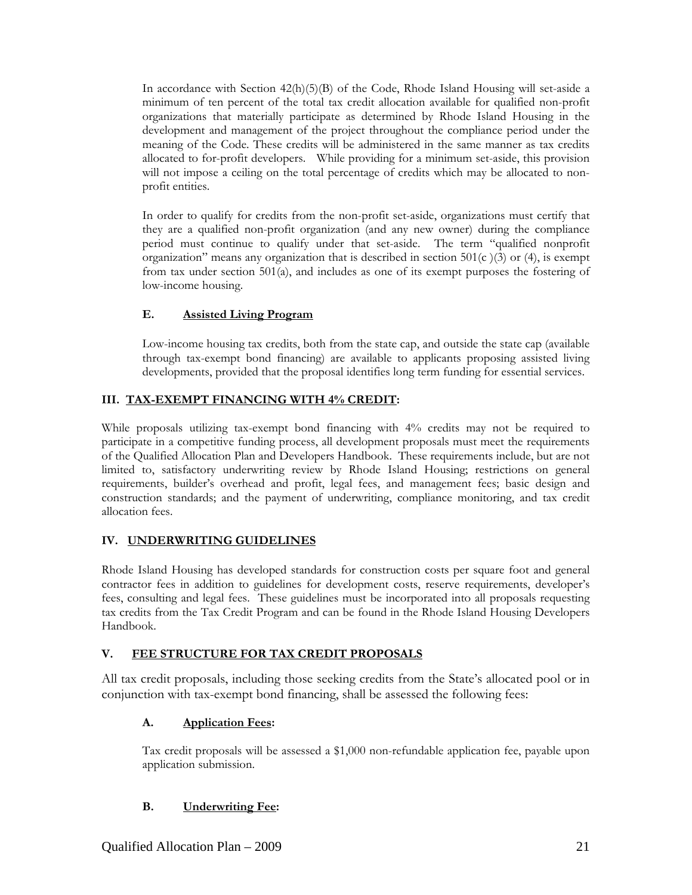In accordance with Section 42(h)(5)(B) of the Code, Rhode Island Housing will set-aside a minimum of ten percent of the total tax credit allocation available for qualified non-profit organizations that materially participate as determined by Rhode Island Housing in the development and management of the project throughout the compliance period under the meaning of the Code. These credits will be administered in the same manner as tax credits allocated to for-profit developers. While providing for a minimum set-aside, this provision will not impose a ceiling on the total percentage of credits which may be allocated to non-profit entities.

In order to qualify for credits from the non-profit set-aside, organizations must certify that they are a qualified non-profit organization (and any new owner) during the compliance period must continue to qualify under that set-aside. The term "qualified nonprofit organization" means any organization that is described in section 501(c )(3) or (4), is exempt from tax under section 501(a), and includes as one of its exempt purposes the fostering of low-income housing.

### E. Assisted Living Program

Low-income housing tax credits, both from the state cap, and outside the state cap (available through tax-exempt bond financing) are available to applicants proposing assisted living developments, provided that the proposal identifies long term funding for essential services.

## III. TAX-EXEMPT FINANCING WITH 4% CREDIT:

While proposals utilizing tax-exempt bond financing with 4% credits may not be required to participate in a competitive funding process, all development proposals must meet the requirements of the Qualified Allocation Plan and Developers Handbook. These requirements include, but are not limited to, satisfactory underwriting review by Rhode Island Housing; restrictions on general requirements, builder's overhead and profit, legal fees, and management fees; basic design and construction standards; and the payment of underwriting, compliance monitoring, and tax credit allocation fees.

## IV. UNDERWRITING GUIDELINES

Rhode Island Housing has developed standards for construction costs per square foot and general contractor fees in addition to guidelines for development costs, reserve requirements, developer's fees, consulting and legal fees. These guidelines must be incorporated into all proposals requesting tax credits from the Tax Credit Program and can be found in the Rhode Island Housing Developers Handbook.

## V. FEE STRUCTURE FOR TAX CREDIT PROPOSALS

All tax credit proposals, including those seeking credits from the State's allocated pool or in conjunction with tax-exempt bond financing, shall be assessed the following fees:

### A. Application Fees:

Tax credit proposals will be assessed a $1,000 non-refundable application fee, payable upon application submission.

### B. Underwriting Fee: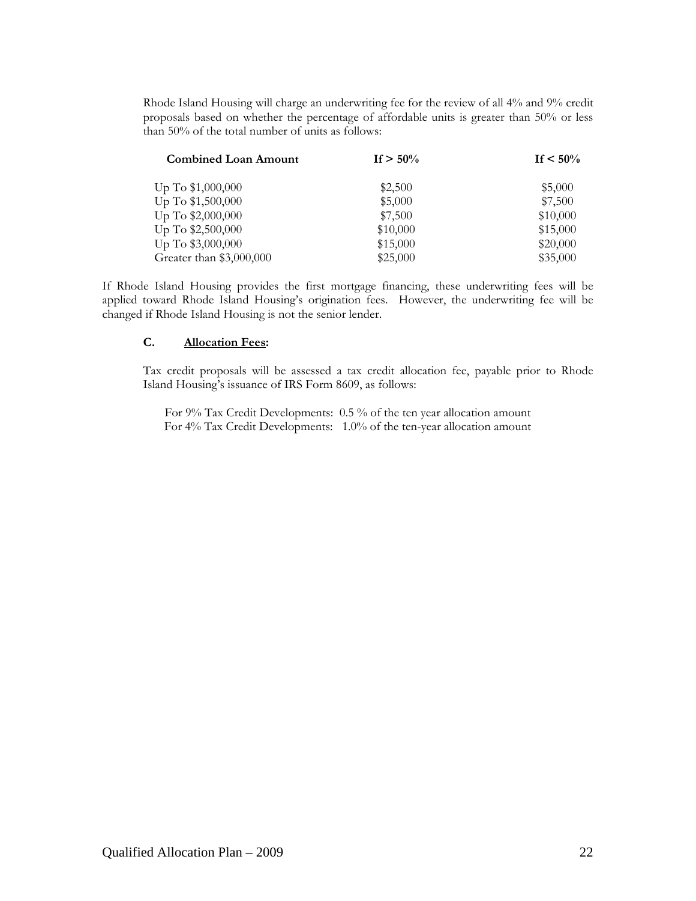Rhode Island Housing will charge an underwriting fee for the review of all 4% and 9% credit proposals based on whether the percentage of affordable units is greater than 50% or less than 50% of the total number of units as follows:

| Combined Loan Amount | If > 50% | If < 50% |
|---|---|---|
| Up To $1,000,000 | $2,500 | $5,000 |
| Up To $1,500,000 | $5,000 | $7,500 |
| Up To $2,000,000 | $7,500 | $10,000 |
| Up To $2,500,000 | $10,000 | $15,000 |
| Up To $3,000,000 | $15,000 | $20,000 |
| Greater than $3,000,000 | $25,000 | $35,000 |

If Rhode Island Housing provides the first mortgage financing, these underwriting fees will be applied toward Rhode Island Housing's origination fees. However, the underwriting fee will be changed if Rhode Island Housing is not the senior lender.

### C. <u>Allocation Fees</u>:

Tax credit proposals will be assessed a tax credit allocation fee, payable prior to Rhode Island Housing's issuance of IRS Form 8609, as follows:

For 9% Tax Credit Developments: 0.5 % of the ten year allocation amount
For 4% Tax Credit Developments: 1.0% of the ten-year allocation amount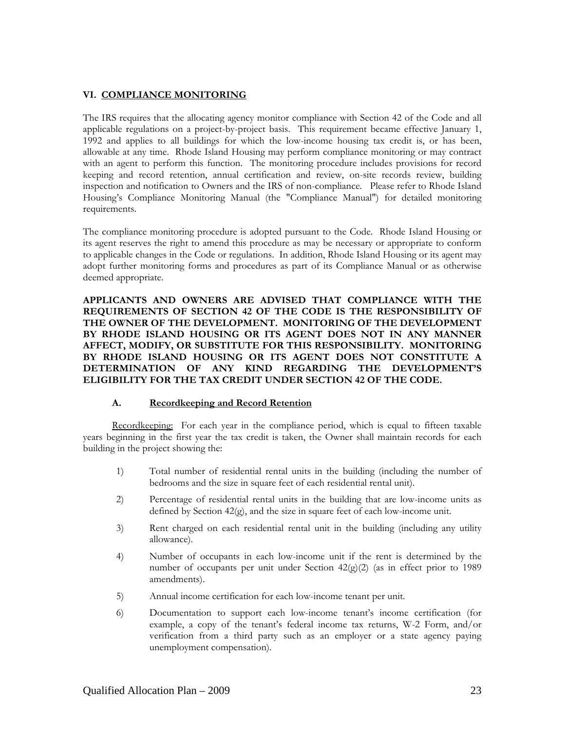## VI. COMPLIANCE MONITORING

The IRS requires that the allocating agency monitor compliance with Section 42 of the Code and all applicable regulations on a project-by-project basis. This requirement became effective January 1, 1992 and applies to all buildings for which the low-income housing tax credit is, or has been, allowable at any time. Rhode Island Housing may perform compliance monitoring or may contract with an agent to perform this function. The monitoring procedure includes provisions for record keeping and record retention, annual certification and review, on-site records review, building inspection and notification to Owners and the IRS of non-compliance. Please refer to Rhode Island Housing's Compliance Monitoring Manual (the "Compliance Manual") for detailed monitoring requirements.

The compliance monitoring procedure is adopted pursuant to the Code. Rhode Island Housing or its agent reserves the right to amend this procedure as may be necessary or appropriate to conform to applicable changes in the Code or regulations. In addition, Rhode Island Housing or its agent may adopt further monitoring forms and procedures as part of its Compliance Manual or as otherwise deemed appropriate.

**APPLICANTS AND OWNERS ARE ADVISED THAT COMPLIANCE WITH THE REQUIREMENTS OF SECTION 42 OF THE CODE IS THE RESPONSIBILITY OF THE OWNER OF THE DEVELOPMENT. MONITORING OF THE DEVELOPMENT BY RHODE ISLAND HOUSING OR ITS AGENT DOES NOT IN ANY MANNER AFFECT, MODIFY, OR SUBSTITUTE FOR THIS RESPONSIBILITY. MONITORING BY RHODE ISLAND HOUSING OR ITS AGENT DOES NOT CONSTITUTE A DETERMINATION OF ANY KIND REGARDING THE DEVELOPMENT'S ELIGIBILITY FOR THE TAX CREDIT UNDER SECTION 42 OF THE CODE.**

### A. Recordkeeping and Record Retention

Recordkeeping: For each year in the compliance period, which is equal to fifteen taxable years beginning in the first year the tax credit is taken, the Owner shall maintain records for each building in the project showing the:

1) Total number of residential rental units in the building (including the number of bedrooms and the size in square feet of each residential rental unit).

2) Percentage of residential rental units in the building that are low-income units as defined by Section 42(g), and the size in square feet of each low-income unit.

3) Rent charged on each residential rental unit in the building (including any utility allowance).

4) Number of occupants in each low-income unit if the rent is determined by the number of occupants per unit under Section 42(g)(2) (as in effect prior to 1989 amendments).

5) Annual income certification for each low-income tenant per unit.

6) Documentation to support each low-income tenant's income certification (for example, a copy of the tenant's federal income tax returns, W-2 Form, and/or verification from a third party such as an employer or a state agency paying unemployment compensation).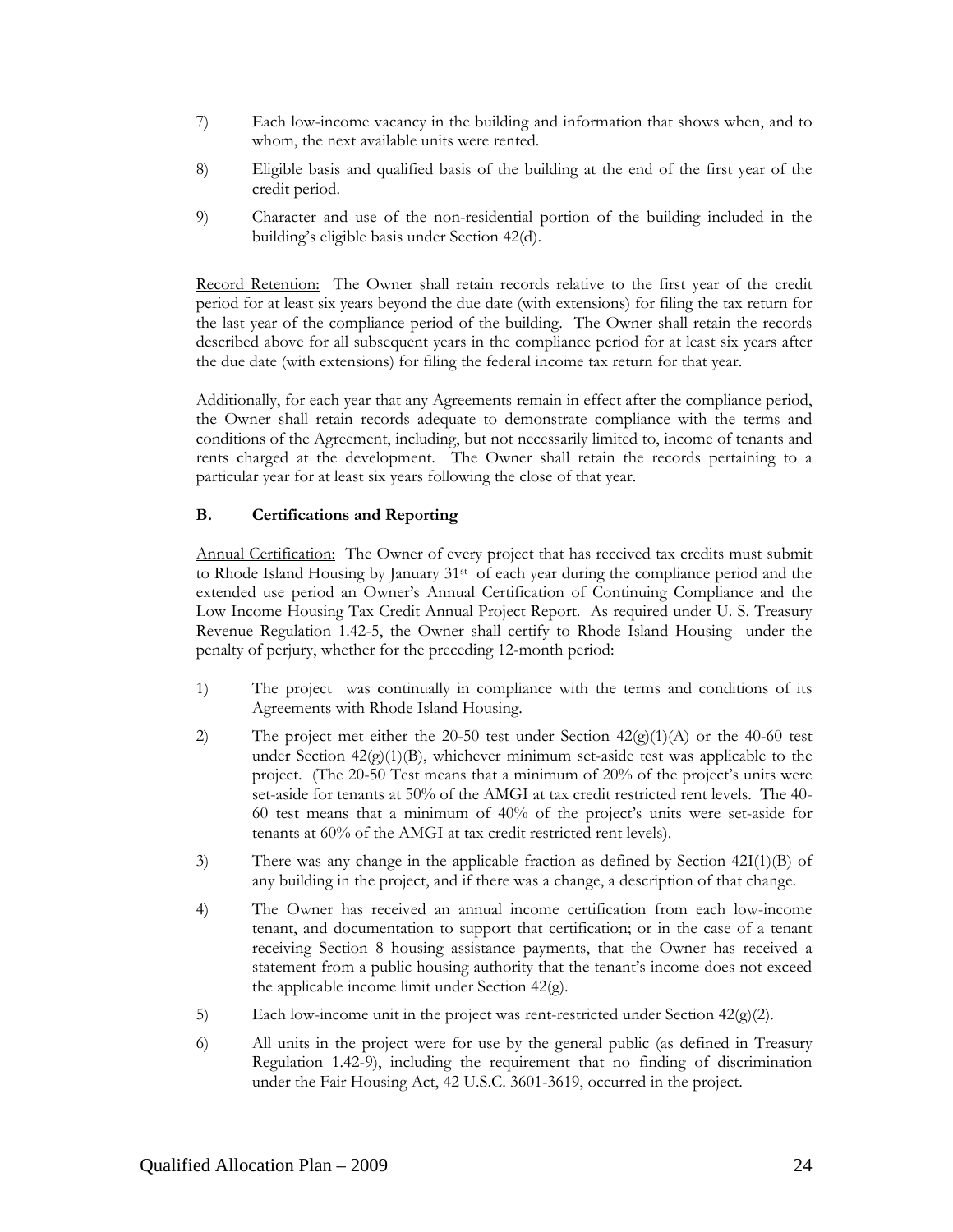7) Each low-income vacancy in the building and information that shows when, and to whom, the next available units were rented.

8) Eligible basis and qualified basis of the building at the end of the first year of the credit period.

9) Character and use of the non-residential portion of the building included in the building's eligible basis under Section 42(d).

Record Retention: The Owner shall retain records relative to the first year of the credit period for at least six years beyond the due date (with extensions) for filing the tax return for the last year of the compliance period of the building. The Owner shall retain the records described above for all subsequent years in the compliance period for at least six years after the due date (with extensions) for filing the federal income tax return for that year.

Additionally, for each year that any Agreements remain in effect after the compliance period, the Owner shall retain records adequate to demonstrate compliance with the terms and conditions of the Agreement, including, but not necessarily limited to, income of tenants and rents charged at the development. The Owner shall retain the records pertaining to a particular year for at least six years following the close of that year.

### B. Certifications and Reporting

Annual Certification: The Owner of every project that has received tax credits must submit to Rhode Island Housing by January 31st of each year during the compliance period and the extended use period an Owner's Annual Certification of Continuing Compliance and the Low Income Housing Tax Credit Annual Project Report. As required under U. S. Treasury Revenue Regulation 1.42-5, the Owner shall certify to Rhode Island Housing under the penalty of perjury, whether for the preceding 12-month period:

1) The project was continually in compliance with the terms and conditions of its Agreements with Rhode Island Housing.

2) The project met either the 20-50 test under Section 42(g)(1)(A) or the 40-60 test under Section 42(g)(1)(B), whichever minimum set-aside test was applicable to the project. (The 20-50 Test means that a minimum of 20% of the project's units were set-aside for tenants at 50% of the AMGI at tax credit restricted rent levels. The 40-60 test means that a minimum of 40% of the project's units were set-aside for tenants at 60% of the AMGI at tax credit restricted rent levels).

3) There was any change in the applicable fraction as defined by Section 42I(1)(B) of any building in the project, and if there was a change, a description of that change.

4) The Owner has received an annual income certification from each low-income tenant, and documentation to support that certification; or in the case of a tenant receiving Section 8 housing assistance payments, that the Owner has received a statement from a public housing authority that the tenant's income does not exceed the applicable income limit under Section 42(g).

5) Each low-income unit in the project was rent-restricted under Section 42(g)(2).

6) All units in the project were for use by the general public (as defined in Treasury Regulation 1.42-9), including the requirement that no finding of discrimination under the Fair Housing Act, 42 U.S.C. 3601-3619, occurred in the project.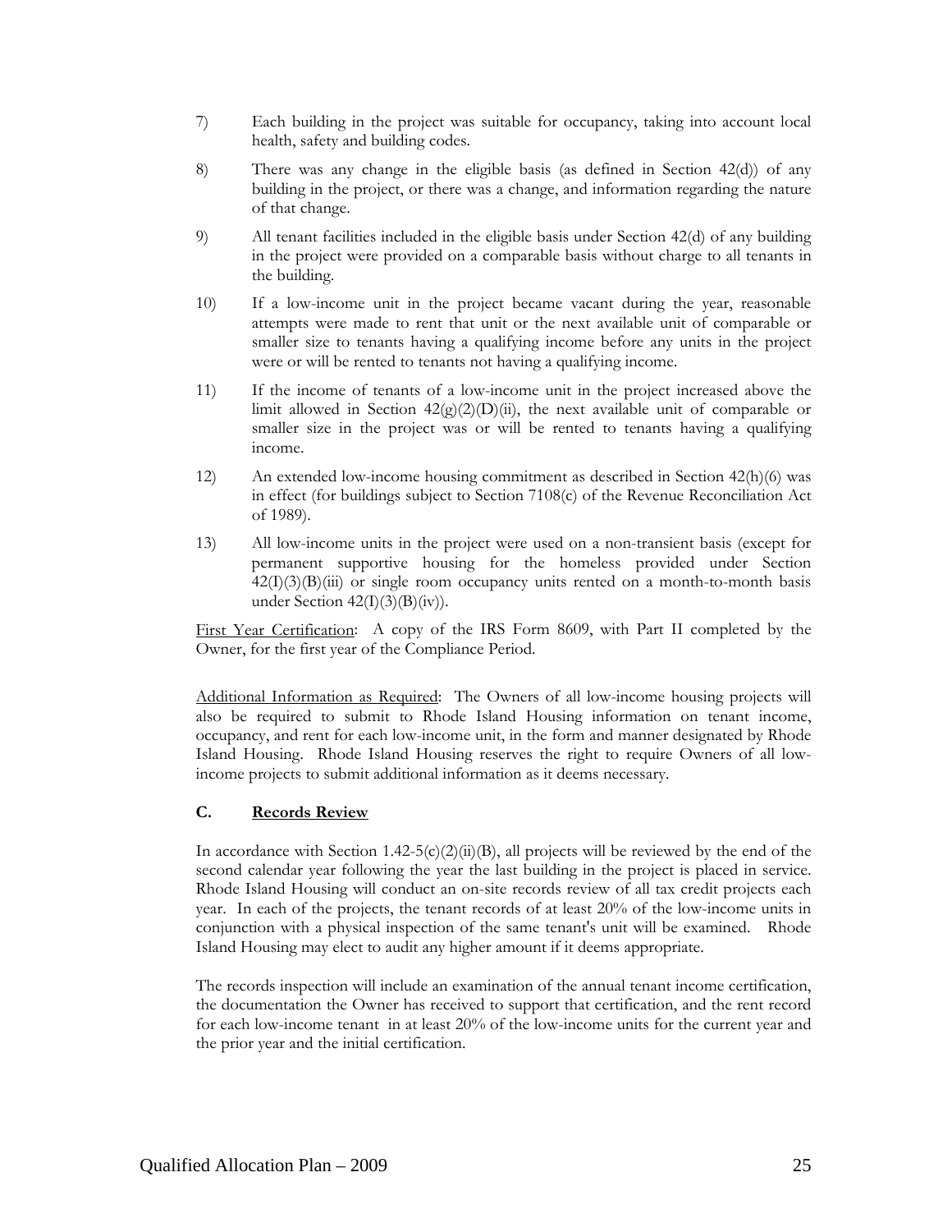7) Each building in the project was suitable for occupancy, taking into account local health, safety and building codes.

8) There was any change in the eligible basis (as defined in Section 42(d)) of any building in the project, or there was a change, and information regarding the nature of that change.

9) All tenant facilities included in the eligible basis under Section 42(d) of any building in the project were provided on a comparable basis without charge to all tenants in the building.

10) If a low-income unit in the project became vacant during the year, reasonable attempts were made to rent that unit or the next available unit of comparable or smaller size to tenants having a qualifying income before any units in the project were or will be rented to tenants not having a qualifying income.

11) If the income of tenants of a low-income unit in the project increased above the limit allowed in Section 42(g)(2)(D)(ii), the next available unit of comparable or smaller size in the project was or will be rented to tenants having a qualifying income.

12) An extended low-income housing commitment as described in Section 42(h)(6) was in effect (for buildings subject to Section 7108(c) of the Revenue Reconciliation Act of 1989).

13) All low-income units in the project were used on a non-transient basis (except for permanent supportive housing for the homeless provided under Section 42(I)(3)(B)(iii) or single room occupancy units rented on a month-to-month basis under Section 42(I)(3)(B)(iv)).

First Year Certification: A copy of the IRS Form 8609, with Part II completed by the Owner, for the first year of the Compliance Period.

Additional Information as Required: The Owners of all low-income housing projects will also be required to submit to Rhode Island Housing information on tenant income, occupancy, and rent for each low-income unit, in the form and manner designated by Rhode Island Housing. Rhode Island Housing reserves the right to require Owners of all low-income projects to submit additional information as it deems necessary.

### C. Records Review

In accordance with Section 1.42-5(c)(2)(ii)(B), all projects will be reviewed by the end of the second calendar year following the year the last building in the project is placed in service. Rhode Island Housing will conduct an on-site records review of all tax credit projects each year. In each of the projects, the tenant records of at least 20% of the low-income units in conjunction with a physical inspection of the same tenant's unit will be examined. Rhode Island Housing may elect to audit any higher amount if it deems appropriate.

The records inspection will include an examination of the annual tenant income certification, the documentation the Owner has received to support that certification, and the rent record for each low-income tenant in at least 20% of the low-income units for the current year and the prior year and the initial certification.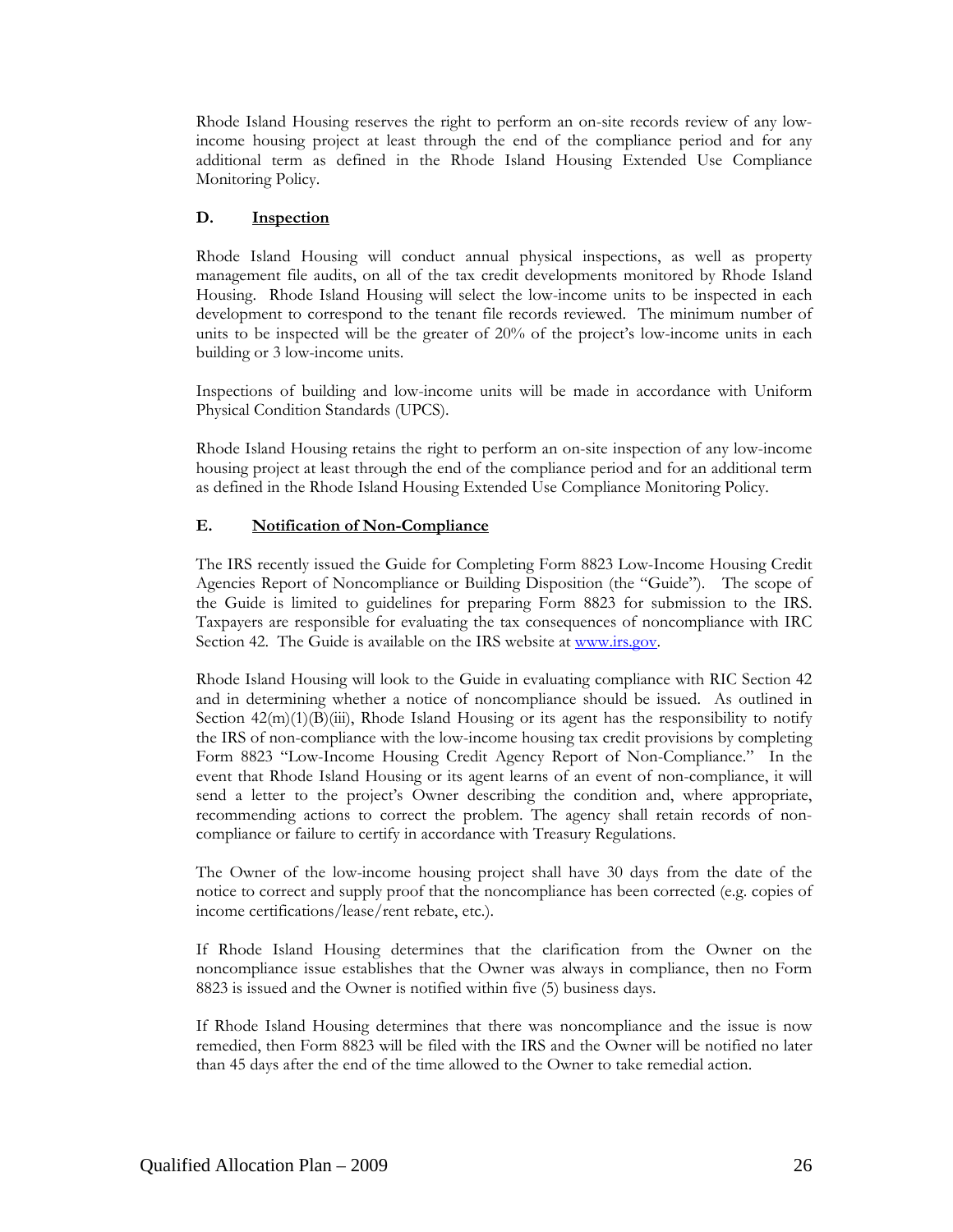Rhode Island Housing reserves the right to perform an on-site records review of any low-income housing project at least through the end of the compliance period and for any additional term as defined in the Rhode Island Housing Extended Use Compliance Monitoring Policy.

### D. Inspection

Rhode Island Housing will conduct annual physical inspections, as well as property management file audits, on all of the tax credit developments monitored by Rhode Island Housing. Rhode Island Housing will select the low-income units to be inspected in each development to correspond to the tenant file records reviewed. The minimum number of units to be inspected will be the greater of 20% of the project's low-income units in each building or 3 low-income units.

Inspections of building and low-income units will be made in accordance with Uniform Physical Condition Standards (UPCS).

Rhode Island Housing retains the right to perform an on-site inspection of any low-income housing project at least through the end of the compliance period and for an additional term as defined in the Rhode Island Housing Extended Use Compliance Monitoring Policy.

### E. Notification of Non-Compliance

The IRS recently issued the Guide for Completing Form 8823 Low-Income Housing Credit Agencies Report of Noncompliance or Building Disposition (the "Guide"). The scope of the Guide is limited to guidelines for preparing Form 8823 for submission to the IRS. Taxpayers are responsible for evaluating the tax consequences of noncompliance with IRC Section 42. The Guide is available on the IRS website at www.irs.gov.

Rhode Island Housing will look to the Guide in evaluating compliance with RIC Section 42 and in determining whether a notice of noncompliance should be issued. As outlined in Section 42(m)(1)(B)(iii), Rhode Island Housing or its agent has the responsibility to notify the IRS of non-compliance with the low-income housing tax credit provisions by completing Form 8823 "Low-Income Housing Credit Agency Report of Non-Compliance." In the event that Rhode Island Housing or its agent learns of an event of non-compliance, it will send a letter to the project's Owner describing the condition and, where appropriate, recommending actions to correct the problem. The agency shall retain records of non-compliance or failure to certify in accordance with Treasury Regulations.

The Owner of the low-income housing project shall have 30 days from the date of the notice to correct and supply proof that the noncompliance has been corrected (e.g. copies of income certifications/lease/rent rebate, etc.).

If Rhode Island Housing determines that the clarification from the Owner on the noncompliance issue establishes that the Owner was always in compliance, then no Form 8823 is issued and the Owner is notified within five (5) business days.

If Rhode Island Housing determines that there was noncompliance and the issue is now remedied, then Form 8823 will be filed with the IRS and the Owner will be notified no later than 45 days after the end of the time allowed to the Owner to take remedial action.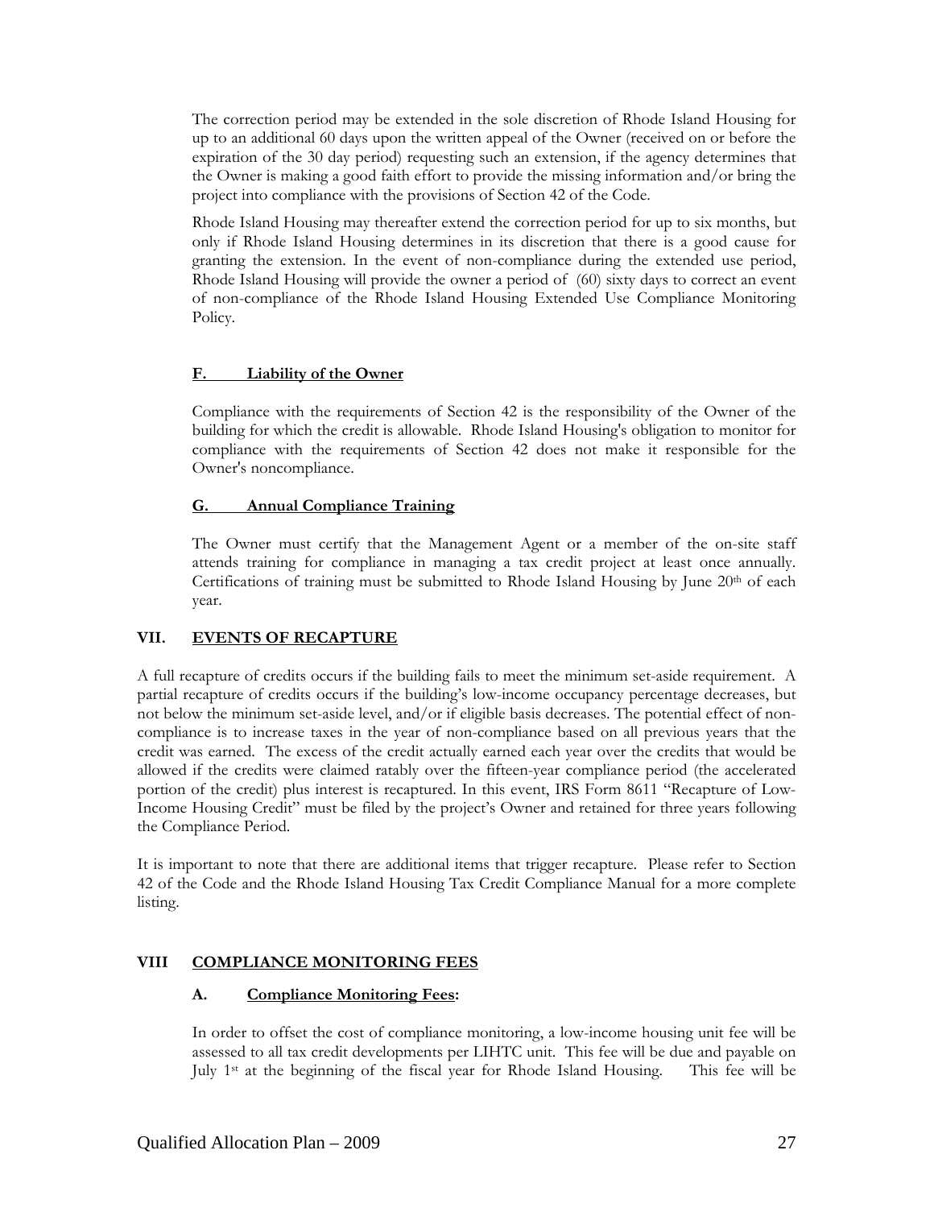The correction period may be extended in the sole discretion of Rhode Island Housing for up to an additional 60 days upon the written appeal of the Owner (received on or before the expiration of the 30 day period) requesting such an extension, if the agency determines that the Owner is making a good faith effort to provide the missing information and/or bring the project into compliance with the provisions of Section 42 of the Code.

Rhode Island Housing may thereafter extend the correction period for up to six months, but only if Rhode Island Housing determines in its discretion that there is a good cause for granting the extension. In the event of non-compliance during the extended use period, Rhode Island Housing will provide the owner a period of (60) sixty days to correct an event of non-compliance of the Rhode Island Housing Extended Use Compliance Monitoring Policy.

### F. Liability of the Owner

Compliance with the requirements of Section 42 is the responsibility of the Owner of the building for which the credit is allowable. Rhode Island Housing's obligation to monitor for compliance with the requirements of Section 42 does not make it responsible for the Owner's noncompliance.

### G. Annual Compliance Training

The Owner must certify that the Management Agent or a member of the on-site staff attends training for compliance in managing a tax credit project at least once annually. Certifications of training must be submitted to Rhode Island Housing by June 20th of each year.

## VII. EVENTS OF RECAPTURE

A full recapture of credits occurs if the building fails to meet the minimum set-aside requirement. A partial recapture of credits occurs if the building's low-income occupancy percentage decreases, but not below the minimum set-aside level, and/or if eligible basis decreases. The potential effect of non-compliance is to increase taxes in the year of non-compliance based on all previous years that the credit was earned. The excess of the credit actually earned each year over the credits that would be allowed if the credits were claimed ratably over the fifteen-year compliance period (the accelerated portion of the credit) plus interest is recaptured. In this event, IRS Form 8611 "Recapture of Low-Income Housing Credit" must be filed by the project's Owner and retained for three years following the Compliance Period.

It is important to note that there are additional items that trigger recapture. Please refer to Section 42 of the Code and the Rhode Island Housing Tax Credit Compliance Manual for a more complete listing.

## VIII COMPLIANCE MONITORING FEES

### A. Compliance Monitoring Fees:

In order to offset the cost of compliance monitoring, a low-income housing unit fee will be assessed to all tax credit developments per LIHTC unit. This fee will be due and payable on July 1st at the beginning of the fiscal year for Rhode Island Housing. This fee will be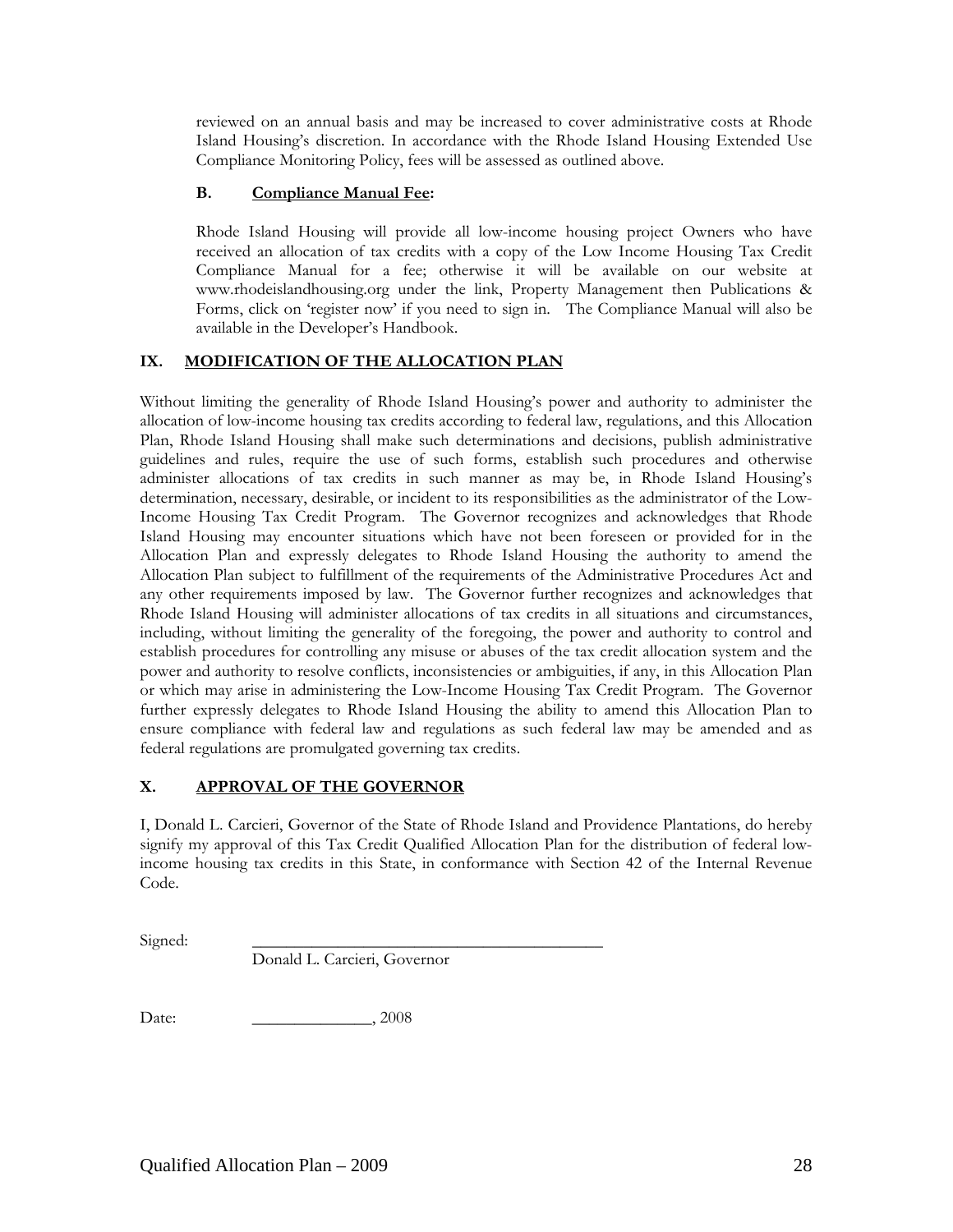reviewed on an annual basis and may be increased to cover administrative costs at Rhode Island Housing's discretion. In accordance with the Rhode Island Housing Extended Use Compliance Monitoring Policy, fees will be assessed as outlined above.

### B. Compliance Manual Fee:

Rhode Island Housing will provide all low-income housing project Owners who have received an allocation of tax credits with a copy of the Low Income Housing Tax Credit Compliance Manual for a fee; otherwise it will be available on our website at www.rhodeislandhousing.org under the link, Property Management then Publications & Forms, click on 'register now' if you need to sign in. The Compliance Manual will also be available in the Developer's Handbook.

## IX. MODIFICATION OF THE ALLOCATION PLAN

Without limiting the generality of Rhode Island Housing's power and authority to administer the allocation of low-income housing tax credits according to federal law, regulations, and this Allocation Plan, Rhode Island Housing shall make such determinations and decisions, publish administrative guidelines and rules, require the use of such forms, establish such procedures and otherwise administer allocations of tax credits in such manner as may be, in Rhode Island Housing's determination, necessary, desirable, or incident to its responsibilities as the administrator of the Low-Income Housing Tax Credit Program. The Governor recognizes and acknowledges that Rhode Island Housing may encounter situations which have not been foreseen or provided for in the Allocation Plan and expressly delegates to Rhode Island Housing the authority to amend the Allocation Plan subject to fulfillment of the requirements of the Administrative Procedures Act and any other requirements imposed by law. The Governor further recognizes and acknowledges that Rhode Island Housing will administer allocations of tax credits in all situations and circumstances, including, without limiting the generality of the foregoing, the power and authority to control and establish procedures for controlling any misuse or abuses of the tax credit allocation system and the power and authority to resolve conflicts, inconsistencies or ambiguities, if any, in this Allocation Plan or which may arise in administering the Low-Income Housing Tax Credit Program. The Governor further expressly delegates to Rhode Island Housing the ability to amend this Allocation Plan to ensure compliance with federal law and regulations as such federal law may be amended and as federal regulations are promulgated governing tax credits.

## X. APPROVAL OF THE GOVERNOR

I, Donald L. Carcieri, Governor of the State of Rhode Island and Providence Plantations, do hereby signify my approval of this Tax Credit Qualified Allocation Plan for the distribution of federal low-income housing tax credits in this State, in conformance with Section 42 of the Internal Revenue Code.

Signed: ________________________________________
Donald L. Carcieri, Governor

Date: ______________, 2008